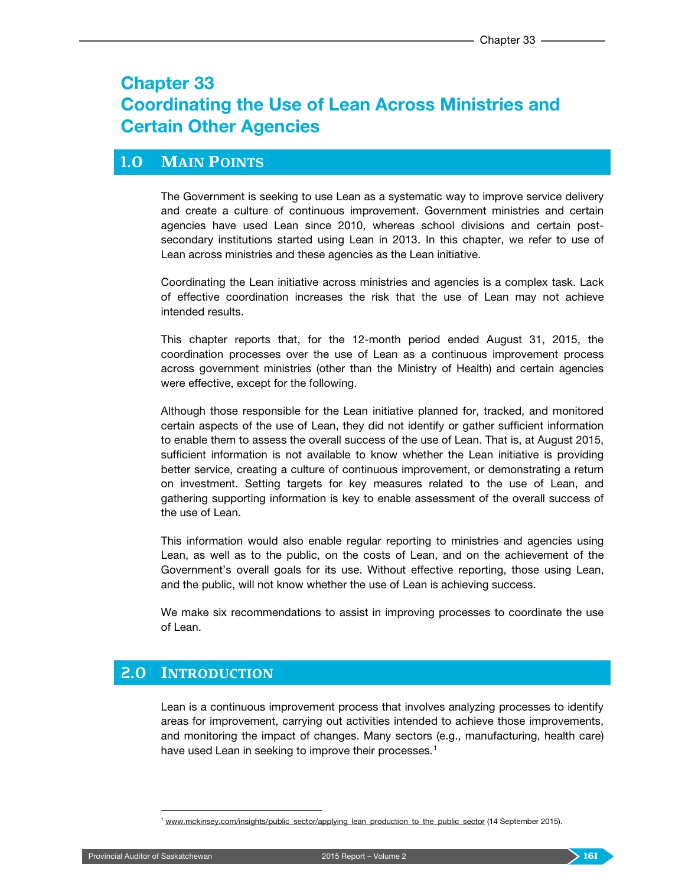# Chapter 33
# Coordinating the Use of Lean Across Ministries and Certain Other Agencies

## 1.0 Main Points

The Government is seeking to use Lean as a systematic way to improve service delivery and create a culture of continuous improvement. Government ministries and certain agencies have used Lean since 2010, whereas school divisions and certain post-secondary institutions started using Lean in 2013. In this chapter, we refer to use of Lean across ministries and these agencies as the Lean initiative.

Coordinating the Lean initiative across ministries and agencies is a complex task. Lack of effective coordination increases the risk that the use of Lean may not achieve intended results.

This chapter reports that, for the 12-month period ended August 31, 2015, the coordination processes over the use of Lean as a continuous improvement process across government ministries (other than the Ministry of Health) and certain agencies were effective, except for the following.

Although those responsible for the Lean initiative planned for, tracked, and monitored certain aspects of the use of Lean, they did not identify or gather sufficient information to enable them to assess the overall success of the use of Lean. That is, at August 2015, sufficient information is not available to know whether the Lean initiative is providing better service, creating a culture of continuous improvement, or demonstrating a return on investment. Setting targets for key measures related to the use of Lean, and gathering supporting information is key to enable assessment of the overall success of the use of Lean.

This information would also enable regular reporting to ministries and agencies using Lean, as well as to the public, on the costs of Lean, and on the achievement of the Government's overall goals for its use. Without effective reporting, those using Lean, and the public, will not know whether the use of Lean is achieving success.

We make six recommendations to assist in improving processes to coordinate the use of Lean.

## 2.0 Introduction

Lean is a continuous improvement process that involves analyzing processes to identify areas for improvement, carrying out activities intended to achieve those improvements, and monitoring the impact of changes. Many sectors (e.g., manufacturing, health care) have used Lean in seeking to improve their processes.[1]

---

[1] www.mckinsey.com/insights/public_sector/applying_lean_production_to_the_public_sector (14 September 2015).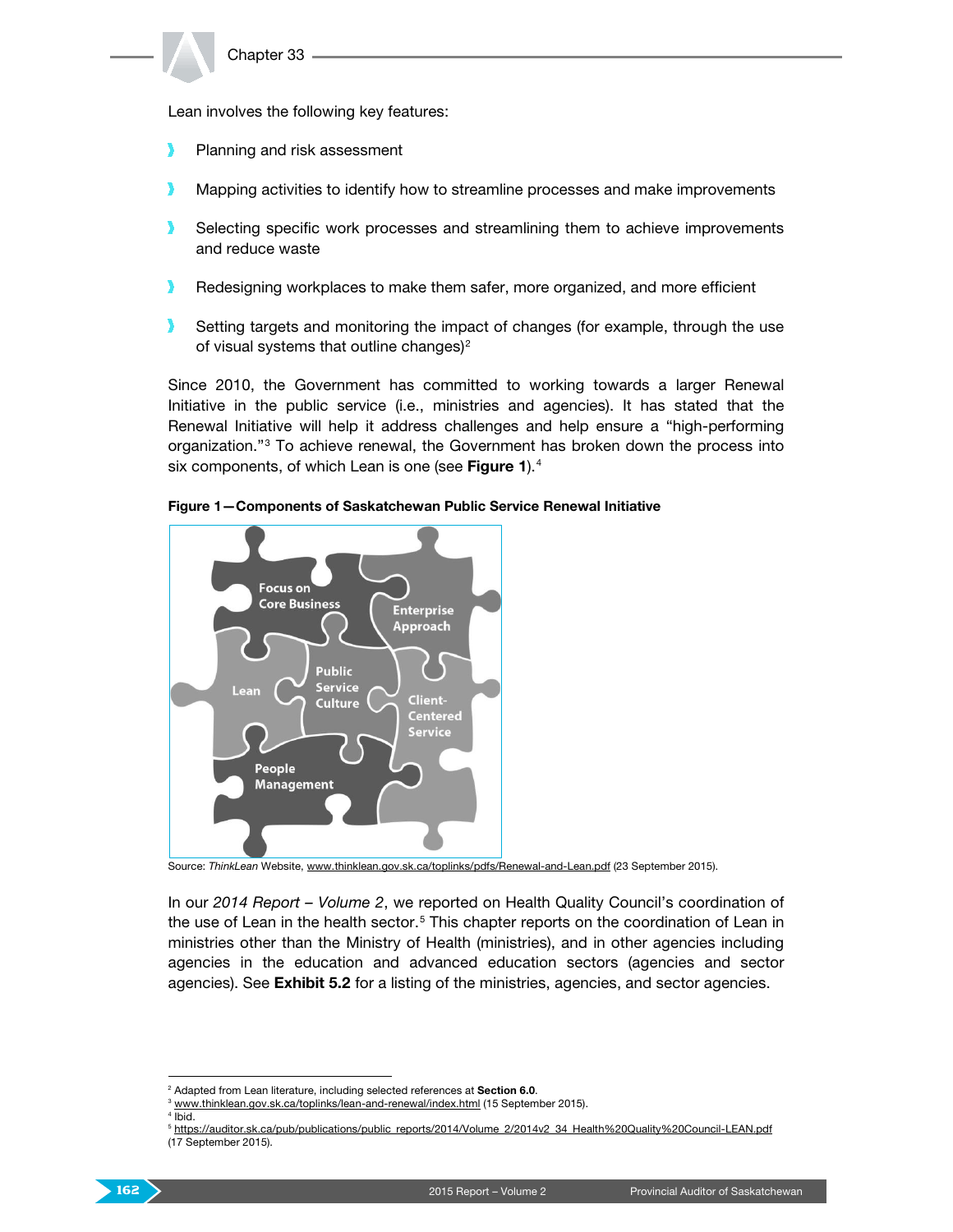Lean involves the following key features:

- Planning and risk assessment
- Mapping activities to identify how to streamline processes and make improvements
- Selecting specific work processes and streamlining them to achieve improvements and reduce waste
- Redesigning workplaces to make them safer, more organized, and more efficient
- Setting targets and monitoring the impact of changes (for example, through the use of visual systems that outline changes)[2]

Since 2010, the Government has committed to working towards a larger Renewal Initiative in the public service (i.e., ministries and agencies). It has stated that the Renewal Initiative will help it address challenges and help ensure a "high-performing organization."[3] To achieve renewal, the Government has broken down the process into six components, of which Lean is one (see **Figure 1**).[4]

**Figure 1—Components of Saskatchewan Public Service Renewal Initiative**

Focus on Core Business | Enterprise Approach | Lean | Public Service Culture | Client-Centered Service | People Management

Source: *ThinkLean* Website, www.thinklean.gov.sk.ca/toplinks/pdfs/Renewal-and-Lean.pdf (23 September 2015).

In our *2014 Report – Volume 2*, we reported on Health Quality Council's coordination of the use of Lean in the health sector.[5] This chapter reports on the coordination of Lean in ministries other than the Ministry of Health (ministries), and in other agencies including agencies in the education and advanced education sectors (agencies and sector agencies). See **Exhibit 5.2** for a listing of the ministries, agencies, and sector agencies.

---

[2] Adapted from Lean literature, including selected references at **Section 6.0**.
[3] www.thinklean.gov.sk.ca/toplinks/lean-and-renewal/index.html (15 September 2015).
[4] Ibid.
[5] https://auditor.sk.ca/pub/publications/public_reports/2014/Volume_2/2014v2_34_Health%20Quality%20Council-LEAN.pdf (17 September 2015).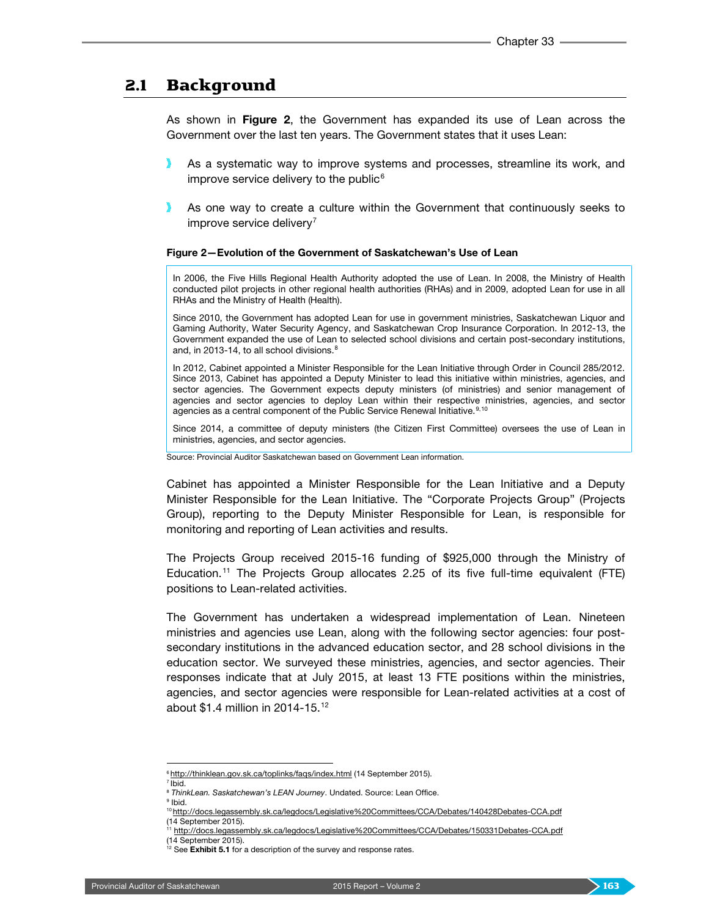## 2.1 Background

As shown in **Figure 2**, the Government has expanded its use of Lean across the Government over the last ten years. The Government states that it uses Lean:

- As a systematic way to improve systems and processes, streamline its work, and improve service delivery to the public[6]
- As one way to create a culture within the Government that continuously seeks to improve service delivery[7]

**Figure 2—Evolution of the Government of Saskatchewan's Use of Lean**

In 2006, the Five Hills Regional Health Authority adopted the use of Lean. In 2008, the Ministry of Health conducted pilot projects in other regional health authorities (RHAs) and in 2009, adopted Lean for use in all RHAs and the Ministry of Health (Health).

Since 2010, the Government has adopted Lean for use in government ministries, Saskatchewan Liquor and Gaming Authority, Water Security Agency, and Saskatchewan Crop Insurance Corporation. In 2012-13, the Government expanded the use of Lean to selected school divisions and certain post-secondary institutions, and, in 2013-14, to all school divisions.[8]

In 2012, Cabinet appointed a Minister Responsible for the Lean Initiative through Order in Council 285/2012. Since 2013, Cabinet has appointed a Deputy Minister to lead this initiative within ministries, agencies, and sector agencies. The Government expects deputy ministers (of ministries) and senior management of agencies and sector agencies to deploy Lean within their respective ministries, agencies, and sector agencies as a central component of the Public Service Renewal Initiative.[9,10]

Since 2014, a committee of deputy ministers (the Citizen First Committee) oversees the use of Lean in ministries, agencies, and sector agencies.

Source: Provincial Auditor Saskatchewan based on Government Lean information.

Cabinet has appointed a Minister Responsible for the Lean Initiative and a Deputy Minister Responsible for the Lean Initiative. The "Corporate Projects Group" (Projects Group), reporting to the Deputy Minister Responsible for Lean, is responsible for monitoring and reporting of Lean activities and results.

The Projects Group received 2015-16 funding of $925,000 through the Ministry of Education.[11] The Projects Group allocates 2.25 of its five full-time equivalent (FTE) positions to Lean-related activities.

The Government has undertaken a widespread implementation of Lean. Nineteen ministries and agencies use Lean, along with the following sector agencies: four post-secondary institutions in the advanced education sector, and 28 school divisions in the education sector. We surveyed these ministries, agencies, and sector agencies. Their responses indicate that at July 2015, at least 13 FTE positions within the ministries, agencies, and sector agencies were responsible for Lean-related activities at a cost of about $1.4 million in 2014-15.[12]

---

[6] http://thinklean.gov.sk.ca/toplinks/faqs/index.html (14 September 2015).
[7] Ibid.
[8] *ThinkLean. Saskatchewan's LEAN Journey*. Undated. Source: Lean Office.
[9] Ibid.
[10] http://docs.legassembly.sk.ca/legdocs/Legislative%20Committees/CCA/Debates/140428Debates-CCA.pdf (14 September 2015).
[11] http://docs.legassembly.sk.ca/legdocs/Legislative%20Committees/CCA/Debates/150331Debates-CCA.pdf (14 September 2015).
[12] See **Exhibit 5.1** for a description of the survey and response rates.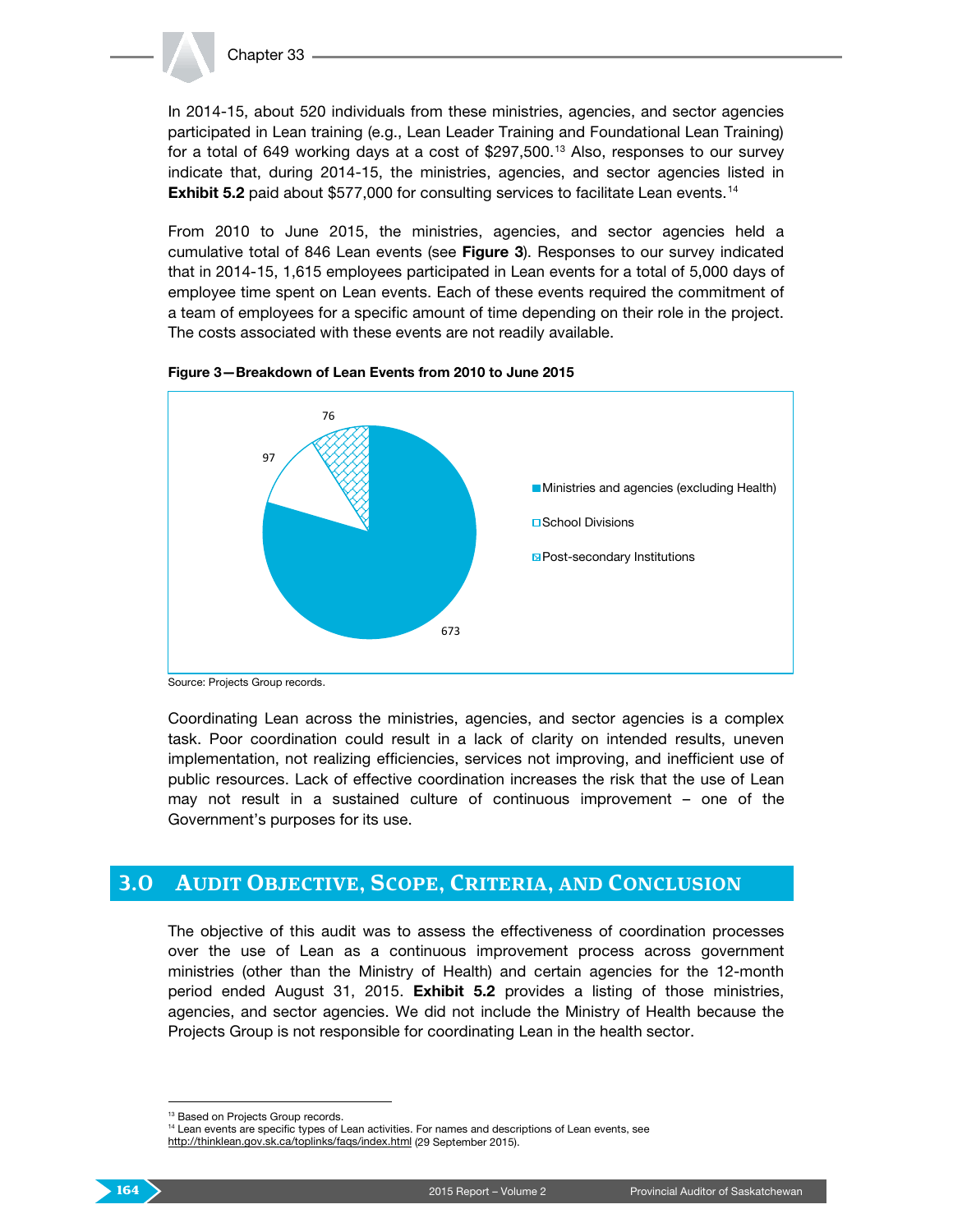In 2014-15, about 520 individuals from these ministries, agencies, and sector agencies participated in Lean training (e.g., Lean Leader Training and Foundational Lean Training) for a total of 649 working days at a cost of $297,500.[13] Also, responses to our survey indicate that, during 2014-15, the ministries, agencies, and sector agencies listed in **Exhibit 5.2** paid about $577,000 for consulting services to facilitate Lean events.[14]

From 2010 to June 2015, the ministries, agencies, and sector agencies held a cumulative total of 846 Lean events (see **Figure 3**). Responses to our survey indicated that in 2014-15, 1,615 employees participated in Lean events for a total of 5,000 days of employee time spent on Lean events. Each of these events required the commitment of a team of employees for a specific amount of time depending on their role in the project. The costs associated with these events are not readily available.

**Figure 3—Breakdown of Lean Events from 2010 to June 2015**

| Category | Lean Events |
|---|---|
| Ministries and agencies (excluding Health) | 673 |
| School Divisions | 97 |
| Post-secondary Institutions | 76 |

Source: Projects Group records.

Coordinating Lean across the ministries, agencies, and sector agencies is a complex task. Poor coordination could result in a lack of clarity on intended results, uneven implementation, not realizing efficiencies, services not improving, and inefficient use of public resources. Lack of effective coordination increases the risk that the use of Lean may not result in a sustained culture of continuous improvement – one of the Government's purposes for its use.

## 3.0 Audit Objective, Scope, Criteria, and Conclusion

The objective of this audit was to assess the effectiveness of coordination processes over the use of Lean as a continuous improvement process across government ministries (other than the Ministry of Health) and certain agencies for the 12-month period ended August 31, 2015. **Exhibit 5.2** provides a listing of those ministries, agencies, and sector agencies. We did not include the Ministry of Health because the Projects Group is not responsible for coordinating Lean in the health sector.

---

[13] Based on Projects Group records.

[14] Lean events are specific types of Lean activities. For names and descriptions of Lean events, see http://thinklean.gov.sk.ca/toplinks/faqs/index.html (29 September 2015).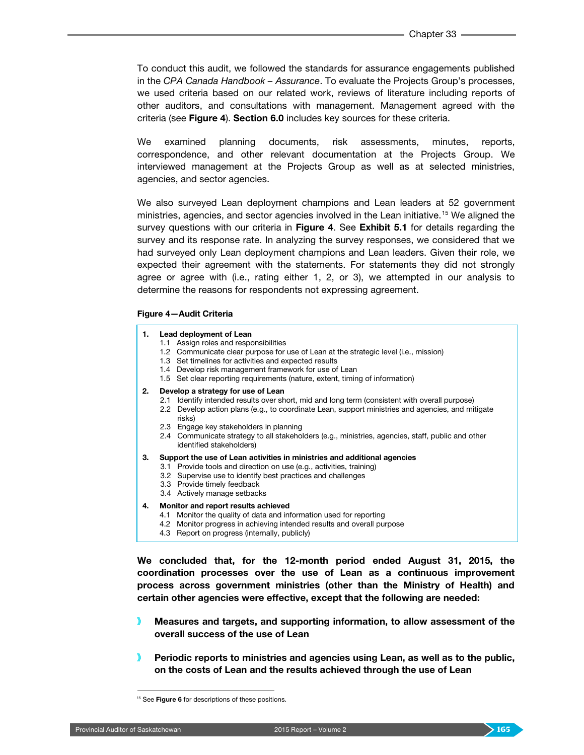To conduct this audit, we followed the standards for assurance engagements published in the *CPA Canada Handbook – Assurance*. To evaluate the Projects Group's processes, we used criteria based on our related work, reviews of literature including reports of other auditors, and consultations with management. Management agreed with the criteria (see **Figure 4**). **Section 6.0** includes key sources for these criteria.

We examined planning documents, risk assessments, minutes, reports, correspondence, and other relevant documentation at the Projects Group. We interviewed management at the Projects Group as well as at selected ministries, agencies, and sector agencies.

We also surveyed Lean deployment champions and Lean leaders at 52 government ministries, agencies, and sector agencies involved in the Lean initiative.[15] We aligned the survey questions with our criteria in **Figure 4**. See **Exhibit 5.1** for details regarding the survey and its response rate. In analyzing the survey responses, we considered that we had surveyed only Lean deployment champions and Lean leaders. Given their role, we expected their agreement with the statements. For statements they did not strongly agree or agree with (i.e., rating either 1, 2, or 3), we attempted in our analysis to determine the reasons for respondents not expressing agreement.

**Figure 4—Audit Criteria**

1. **Lead deployment of Lean**
   - 1.1 Assign roles and responsibilities
   - 1.2 Communicate clear purpose for use of Lean at the strategic level (i.e., mission)
   - 1.3 Set timelines for activities and expected results
   - 1.4 Develop risk management framework for use of Lean
   - 1.5 Set clear reporting requirements (nature, extent, timing of information)
2. **Develop a strategy for use of Lean**
   - 2.1 Identify intended results over short, mid and long term (consistent with overall purpose)
   - 2.2 Develop action plans (e.g., to coordinate Lean, support ministries and agencies, and mitigate risks)
   - 2.3 Engage key stakeholders in planning
   - 2.4 Communicate strategy to all stakeholders (e.g., ministries, agencies, staff, public and other identified stakeholders)
3. **Support the use of Lean activities in ministries and additional agencies**
   - 3.1 Provide tools and direction on use (e.g., activities, training)
   - 3.2 Supervise use to identify best practices and challenges
   - 3.3 Provide timely feedback
   - 3.4 Actively manage setbacks
4. **Monitor and report results achieved**
   - 4.1 Monitor the quality of data and information used for reporting
   - 4.2 Monitor progress in achieving intended results and overall purpose
   - 4.3 Report on progress (internally, publicly)

**We concluded that, for the 12-month period ended August 31, 2015, the coordination processes over the use of Lean as a continuous improvement process across government ministries (other than the Ministry of Health) and certain other agencies were effective, except that the following are needed:**

- **Measures and targets, and supporting information, to allow assessment of the overall success of the use of Lean**
- **Periodic reports to ministries and agencies using Lean, as well as to the public, on the costs of Lean and the results achieved through the use of Lean**

---

[15] See **Figure 6** for descriptions of these positions.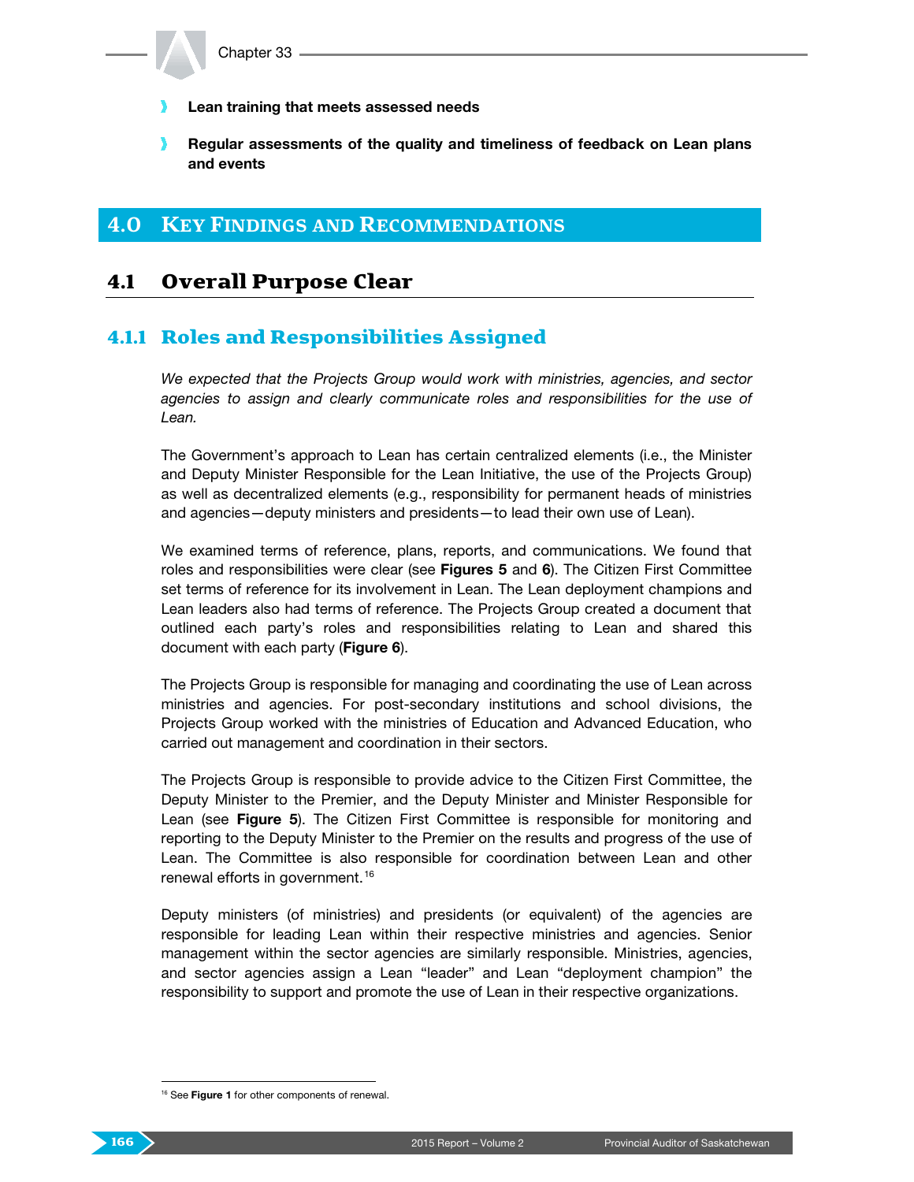- **Lean training that meets assessed needs**
- **Regular assessments of the quality and timeliness of feedback on Lean plans and events**

# 4.0 Key Findings and Recommendations

## 4.1 Overall Purpose Clear

### 4.1.1 Roles and Responsibilities Assigned

*We expected that the Projects Group would work with ministries, agencies, and sector agencies to assign and clearly communicate roles and responsibilities for the use of Lean.*

The Government's approach to Lean has certain centralized elements (i.e., the Minister and Deputy Minister Responsible for the Lean Initiative, the use of the Projects Group) as well as decentralized elements (e.g., responsibility for permanent heads of ministries and agencies—deputy ministers and presidents—to lead their own use of Lean).

We examined terms of reference, plans, reports, and communications. We found that roles and responsibilities were clear (see **Figures 5** and **6**). The Citizen First Committee set terms of reference for its involvement in Lean. The Lean deployment champions and Lean leaders also had terms of reference. The Projects Group created a document that outlined each party's roles and responsibilities relating to Lean and shared this document with each party (**Figure 6**).

The Projects Group is responsible for managing and coordinating the use of Lean across ministries and agencies. For post-secondary institutions and school divisions, the Projects Group worked with the ministries of Education and Advanced Education, who carried out management and coordination in their sectors.

The Projects Group is responsible to provide advice to the Citizen First Committee, the Deputy Minister to the Premier, and the Deputy Minister and Minister Responsible for Lean (see **Figure 5**). The Citizen First Committee is responsible for monitoring and reporting to the Deputy Minister to the Premier on the results and progress of the use of Lean. The Committee is also responsible for coordination between Lean and other renewal efforts in government.[16]

Deputy ministers (of ministries) and presidents (or equivalent) of the agencies are responsible for leading Lean within their respective ministries and agencies. Senior management within the sector agencies are similarly responsible. Ministries, agencies, and sector agencies assign a Lean "leader" and Lean "deployment champion" the responsibility to support and promote the use of Lean in their respective organizations.

[16] See **Figure 1** for other components of renewal.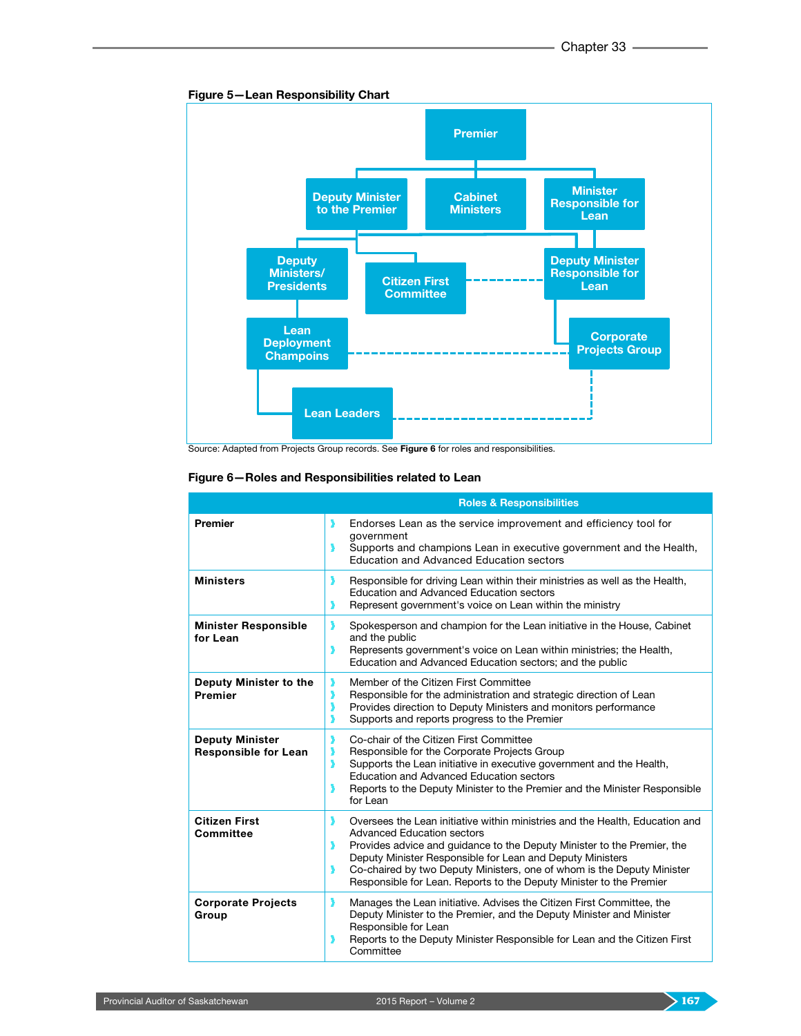**Figure 5—Lean Responsibility Chart**

Premier

Deputy Minister to the Premier | Cabinet Ministers | Minister Responsible for Lean

Deputy Ministers/ Presidents | Citizen First Committee | Deputy Minister Responsible for Lean

Lean Deployment Champoins | Corporate Projects Group

Lean Leaders

Source: Adapted from Projects Group records. See **Figure 6** for roles and responsibilities.

**Figure 6—Roles and Responsibilities related to Lean**

| | Roles & Responsibilities |
|---|---|
| **Premier** | › Endorses Lean as the service improvement and efficiency tool for government<br>› Supports and champions Lean in executive government and the Health, Education and Advanced Education sectors |
| **Ministers** | › Responsible for driving Lean within their ministries as well as the Health, Education and Advanced Education sectors<br>› Represent government's voice on Lean within the ministry |
| **Minister Responsible for Lean** | › Spokesperson and champion for the Lean initiative in the House, Cabinet and the public<br>› Represents government's voice on Lean within ministries; the Health, Education and Advanced Education sectors; and the public |
| **Deputy Minister to the Premier** | › Member of the Citizen First Committee<br>› Responsible for the administration and strategic direction of Lean<br>› Provides direction to Deputy Ministers and monitors performance<br>› Supports and reports progress to the Premier |
| **Deputy Minister Responsible for Lean** | › Co-chair of the Citizen First Committee<br>› Responsible for the Corporate Projects Group<br>› Supports the Lean initiative in executive government and the Health, Education and Advanced Education sectors<br>› Reports to the Deputy Minister to the Premier and the Minister Responsible for Lean |
| **Citizen First Committee** | › Oversees the Lean initiative within ministries and the Health, Education and Advanced Education sectors<br>› Provides advice and guidance to the Deputy Minister to the Premier, the Deputy Minister Responsible for Lean and Deputy Ministers<br>› Co-chaired by two Deputy Ministers, one of whom is the Deputy Minister Responsible for Lean. Reports to the Deputy Minister to the Premier |
| **Corporate Projects Group** | › Manages the Lean initiative. Advises the Citizen First Committee, the Deputy Minister to the Premier, and the Deputy Minister and Minister Responsible for Lean<br>› Reports to the Deputy Minister Responsible for Lean and the Citizen First Committee |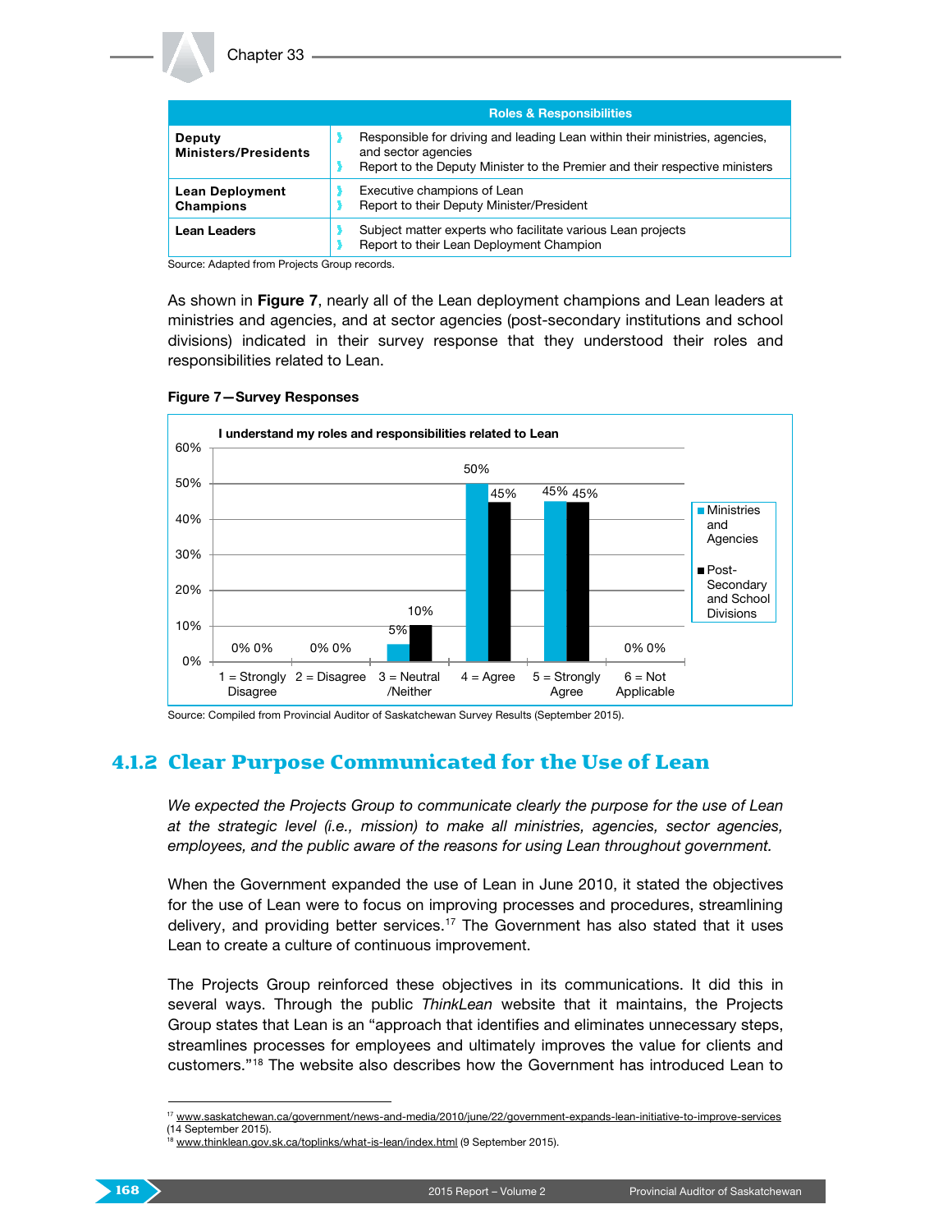| Roles & Responsibilities | |
|---|---|
| **Deputy Ministers/Presidents** | Responsible for driving and leading Lean within their ministries, agencies, and sector agencies<br>Report to the Deputy Minister to the Premier and their respective ministers |
| **Lean Deployment Champions** | Executive champions of Lean<br>Report to their Deputy Minister/President |
| **Lean Leaders** | Subject matter experts who facilitate various Lean projects<br>Report to their Lean Deployment Champion |

Source: Adapted from Projects Group records.

As shown in **Figure 7**, nearly all of the Lean deployment champions and Lean leaders at ministries and agencies, and at sector agencies (post-secondary institutions and school divisions) indicated in their survey response that they understood their roles and responsibilities related to Lean.

**Figure 7—Survey Responses**

**I understand my roles and responsibilities related to Lean**

| Response | Ministries and Agencies | Post-Secondary and School Divisions |
|---|---|---|
| 1 = Strongly Disagree | 0% | 0% |
| 2 = Disagree | 0% | 0% |
| 3 = Neutral /Neither | 5% | 10% |
| 4 = Agree | 50% | 45% |
| 5 = Strongly Agree | 45% | 45% |
| 6 = Not Applicable | 0% | 0% |

Source: Compiled from Provincial Auditor of Saskatchewan Survey Results (September 2015).

## 4.1.2 Clear Purpose Communicated for the Use of Lean

*We expected the Projects Group to communicate clearly the purpose for the use of Lean at the strategic level (i.e., mission) to make all ministries, agencies, sector agencies, employees, and the public aware of the reasons for using Lean throughout government.*

When the Government expanded the use of Lean in June 2010, it stated the objectives for the use of Lean were to focus on improving processes and procedures, streamlining delivery, and providing better services.[17] The Government has also stated that it uses Lean to create a culture of continuous improvement.

The Projects Group reinforced these objectives in its communications. It did this in several ways. Through the public *ThinkLean* website that it maintains, the Projects Group states that Lean is an "approach that identifies and eliminates unnecessary steps, streamlines processes for employees and ultimately improves the value for clients and customers."[18] The website also describes how the Government has introduced Lean to

[17] www.saskatchewan.ca/government/news-and-media/2010/june/22/government-expands-lean-initiative-to-improve-services (14 September 2015).
[18] www.thinklean.gov.sk.ca/toplinks/what-is-lean/index.html (9 September 2015).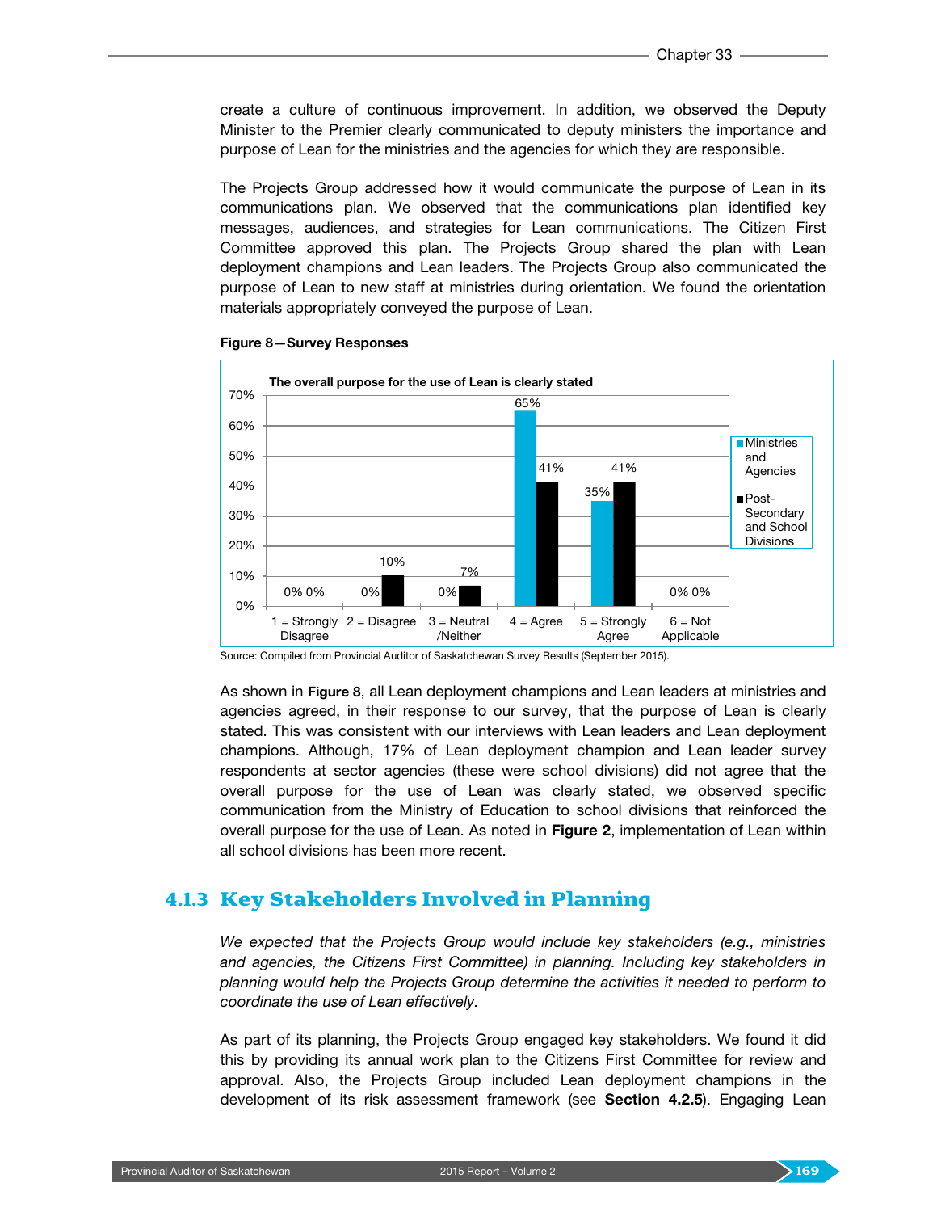create a culture of continuous improvement. In addition, we observed the Deputy Minister to the Premier clearly communicated to deputy ministers the importance and purpose of Lean for the ministries and the agencies for which they are responsible.

The Projects Group addressed how it would communicate the purpose of Lean in its communications plan. We observed that the communications plan identified key messages, audiences, and strategies for Lean communications. The Citizen First Committee approved this plan. The Projects Group shared the plan with Lean deployment champions and Lean leaders. The Projects Group also communicated the purpose of Lean to new staff at ministries during orientation. We found the orientation materials appropriately conveyed the purpose of Lean.

**Figure 8—Survey Responses**

The overall purpose for the use of Lean is clearly stated

| Response | Ministries and Agencies | Post-Secondary and School Divisions |
|---|---|---|
| 1 = Strongly Disagree | 0% | 0% |
| 2 = Disagree | 0% | 10% |
| 3 = Neutral /Neither | 0% | 7% |
| 4 = Agree | 65% | 41% |
| 5 = Strongly Agree | 35% | 41% |
| 6 = Not Applicable | 0% | 0% |

Source: Compiled from Provincial Auditor of Saskatchewan Survey Results (September 2015).

As shown in **Figure 8**, all Lean deployment champions and Lean leaders at ministries and agencies agreed, in their response to our survey, that the purpose of Lean is clearly stated. This was consistent with our interviews with Lean leaders and Lean deployment champions. Although, 17% of Lean deployment champion and Lean leader survey respondents at sector agencies (these were school divisions) did not agree that the overall purpose for the use of Lean was clearly stated, we observed specific communication from the Ministry of Education to school divisions that reinforced the overall purpose for the use of Lean. As noted in **Figure 2**, implementation of Lean within all school divisions has been more recent.

### 4.1.3 Key Stakeholders Involved in Planning

*We expected that the Projects Group would include key stakeholders (e.g., ministries and agencies, the Citizens First Committee) in planning. Including key stakeholders in planning would help the Projects Group determine the activities it needed to perform to coordinate the use of Lean effectively.*

As part of its planning, the Projects Group engaged key stakeholders. We found it did this by providing its annual work plan to the Citizens First Committee for review and approval. Also, the Projects Group included Lean deployment champions in the development of its risk assessment framework (see **Section 4.2.5**). Engaging Lean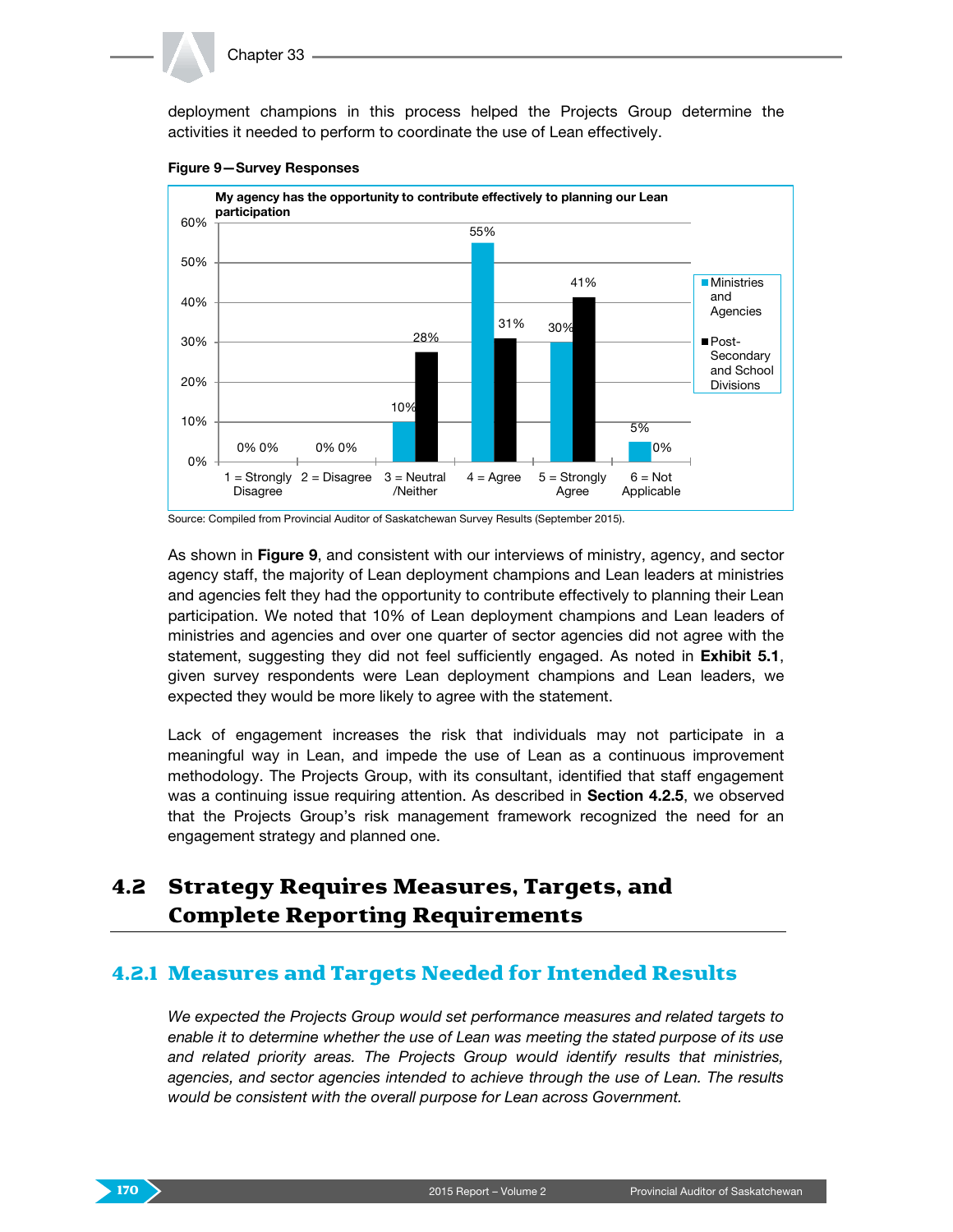deployment champions in this process helped the Projects Group determine the activities it needed to perform to coordinate the use of Lean effectively.

**Figure 9—Survey Responses**

**My agency has the opportunity to contribute effectively to planning our Lean participation**

| Response | Ministries and Agencies | Post-Secondary and School Divisions |
| --- | --- | --- |
| 1 = Strongly Disagree | 0% | 0% |
| 2 = Disagree | 0% | 0% |
| 3 = Neutral /Neither | 10% | 28% |
| 4 = Agree | 55% | 31% |
| 5 = Strongly Agree | 30% | 41% |
| 6 = Not Applicable | 5% | 0% |

Source: Compiled from Provincial Auditor of Saskatchewan Survey Results (September 2015).

As shown in **Figure 9**, and consistent with our interviews of ministry, agency, and sector agency staff, the majority of Lean deployment champions and Lean leaders at ministries and agencies felt they had the opportunity to contribute effectively to planning their Lean participation. We noted that 10% of Lean deployment champions and Lean leaders of ministries and agencies and over one quarter of sector agencies did not agree with the statement, suggesting they did not feel sufficiently engaged. As noted in **Exhibit 5.1**, given survey respondents were Lean deployment champions and Lean leaders, we expected they would be more likely to agree with the statement.

Lack of engagement increases the risk that individuals may not participate in a meaningful way in Lean, and impede the use of Lean as a continuous improvement methodology. The Projects Group, with its consultant, identified that staff engagement was a continuing issue requiring attention. As described in **Section 4.2.5**, we observed that the Projects Group's risk management framework recognized the need for an engagement strategy and planned one.

## 4.2 Strategy Requires Measures, Targets, and Complete Reporting Requirements

### 4.2.1 Measures and Targets Needed for Intended Results

*We expected the Projects Group would set performance measures and related targets to enable it to determine whether the use of Lean was meeting the stated purpose of its use and related priority areas. The Projects Group would identify results that ministries, agencies, and sector agencies intended to achieve through the use of Lean. The results would be consistent with the overall purpose for Lean across Government.*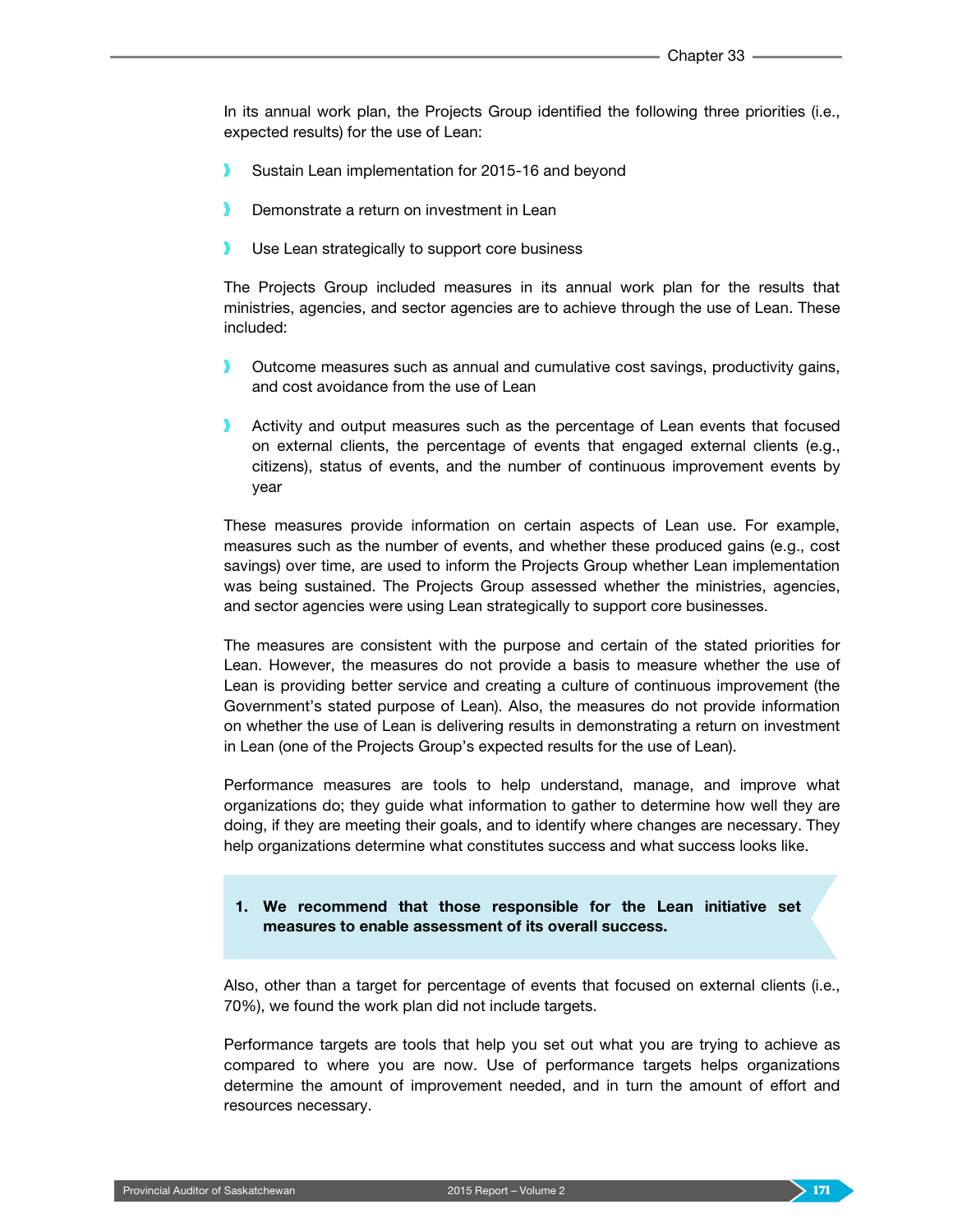In its annual work plan, the Projects Group identified the following three priorities (i.e., expected results) for the use of Lean:

- Sustain Lean implementation for 2015-16 and beyond
- Demonstrate a return on investment in Lean
- Use Lean strategically to support core business

The Projects Group included measures in its annual work plan for the results that ministries, agencies, and sector agencies are to achieve through the use of Lean. These included:

- Outcome measures such as annual and cumulative cost savings, productivity gains, and cost avoidance from the use of Lean
- Activity and output measures such as the percentage of Lean events that focused on external clients, the percentage of events that engaged external clients (e.g., citizens), status of events, and the number of continuous improvement events by year

These measures provide information on certain aspects of Lean use. For example, measures such as the number of events, and whether these produced gains (e.g., cost savings) over time, are used to inform the Projects Group whether Lean implementation was being sustained. The Projects Group assessed whether the ministries, agencies, and sector agencies were using Lean strategically to support core businesses.

The measures are consistent with the purpose and certain of the stated priorities for Lean. However, the measures do not provide a basis to measure whether the use of Lean is providing better service and creating a culture of continuous improvement (the Government's stated purpose of Lean). Also, the measures do not provide information on whether the use of Lean is delivering results in demonstrating a return on investment in Lean (one of the Projects Group's expected results for the use of Lean).

Performance measures are tools to help understand, manage, and improve what organizations do; they guide what information to gather to determine how well they are doing, if they are meeting their goals, and to identify where changes are necessary. They help organizations determine what constitutes success and what success looks like.

> **1. We recommend that those responsible for the Lean initiative set measures to enable assessment of its overall success.**

Also, other than a target for percentage of events that focused on external clients (i.e., 70%), we found the work plan did not include targets.

Performance targets are tools that help you set out what you are trying to achieve as compared to where you are now. Use of performance targets helps organizations determine the amount of improvement needed, and in turn the amount of effort and resources necessary.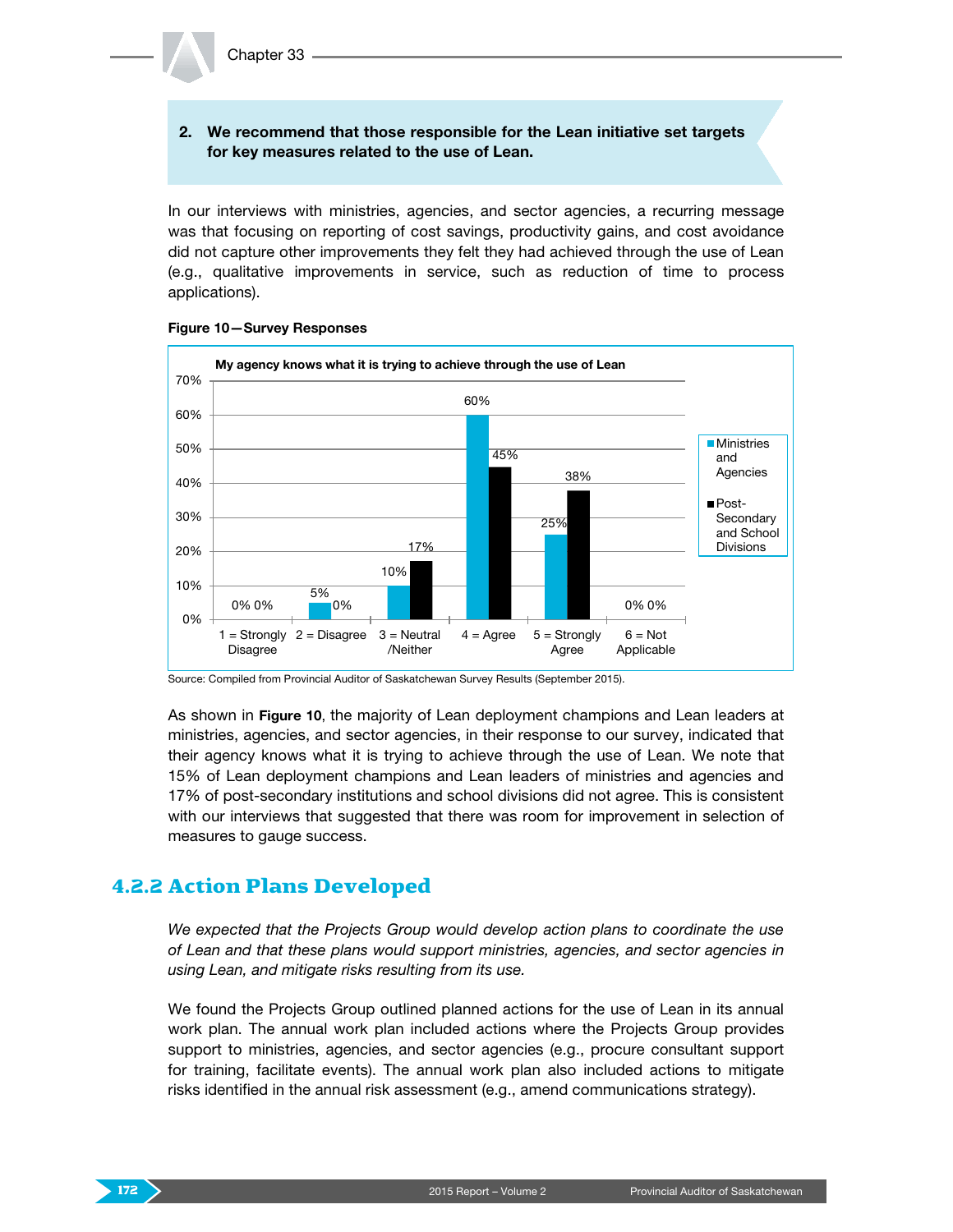**2. We recommend that those responsible for the Lean initiative set targets for key measures related to the use of Lean.**

In our interviews with ministries, agencies, and sector agencies, a recurring message was that focusing on reporting of cost savings, productivity gains, and cost avoidance did not capture other improvements they felt they had achieved through the use of Lean (e.g., qualitative improvements in service, such as reduction of time to process applications).

**Figure 10—Survey Responses**

**My agency knows what it is trying to achieve through the use of Lean**

| Response | Ministries and Agencies | Post-Secondary and School Divisions |
|---|---|---|
| 1 = Strongly Disagree | 0% | 0% |
| 2 = Disagree | 5% | 0% |
| 3 = Neutral /Neither | 10% | 17% |
| 4 = Agree | 60% | 45% |
| 5 = Strongly Agree | 25% | 38% |
| 6 = Not Applicable | 0% | 0% |

Source: Compiled from Provincial Auditor of Saskatchewan Survey Results (September 2015).

As shown in **Figure 10**, the majority of Lean deployment champions and Lean leaders at ministries, agencies, and sector agencies, in their response to our survey, indicated that their agency knows what it is trying to achieve through the use of Lean. We note that 15% of Lean deployment champions and Lean leaders of ministries and agencies and 17% of post-secondary institutions and school divisions did not agree. This is consistent with our interviews that suggested that there was room for improvement in selection of measures to gauge success.

## 4.2.2 Action Plans Developed

*We expected that the Projects Group would develop action plans to coordinate the use of Lean and that these plans would support ministries, agencies, and sector agencies in using Lean, and mitigate risks resulting from its use.*

We found the Projects Group outlined planned actions for the use of Lean in its annual work plan. The annual work plan included actions where the Projects Group provides support to ministries, agencies, and sector agencies (e.g., procure consultant support for training, facilitate events). The annual work plan also included actions to mitigate risks identified in the annual risk assessment (e.g., amend communications strategy).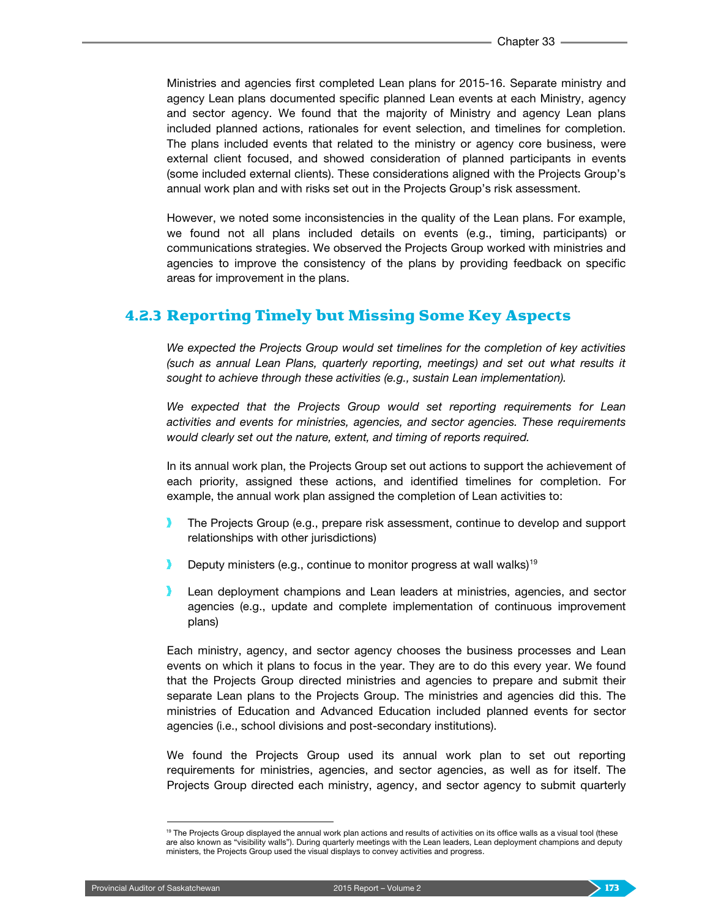Ministries and agencies first completed Lean plans for 2015-16. Separate ministry and agency Lean plans documented specific planned Lean events at each Ministry, agency and sector agency. We found that the majority of Ministry and agency Lean plans included planned actions, rationales for event selection, and timelines for completion. The plans included events that related to the ministry or agency core business, were external client focused, and showed consideration of planned participants in events (some included external clients). These considerations aligned with the Projects Group's annual work plan and with risks set out in the Projects Group's risk assessment.

However, we noted some inconsistencies in the quality of the Lean plans. For example, we found not all plans included details on events (e.g., timing, participants) or communications strategies. We observed the Projects Group worked with ministries and agencies to improve the consistency of the plans by providing feedback on specific areas for improvement in the plans.

### 4.2.3 Reporting Timely but Missing Some Key Aspects

*We expected the Projects Group would set timelines for the completion of key activities (such as annual Lean Plans, quarterly reporting, meetings) and set out what results it sought to achieve through these activities (e.g., sustain Lean implementation).*

*We expected that the Projects Group would set reporting requirements for Lean activities and events for ministries, agencies, and sector agencies. These requirements would clearly set out the nature, extent, and timing of reports required.*

In its annual work plan, the Projects Group set out actions to support the achievement of each priority, assigned these actions, and identified timelines for completion. For example, the annual work plan assigned the completion of Lean activities to:

- The Projects Group (e.g., prepare risk assessment, continue to develop and support relationships with other jurisdictions)
- Deputy ministers (e.g., continue to monitor progress at wall walks)[19]
- Lean deployment champions and Lean leaders at ministries, agencies, and sector agencies (e.g., update and complete implementation of continuous improvement plans)

Each ministry, agency, and sector agency chooses the business processes and Lean events on which it plans to focus in the year. They are to do this every year. We found that the Projects Group directed ministries and agencies to prepare and submit their separate Lean plans to the Projects Group. The ministries and agencies did this. The ministries of Education and Advanced Education included planned events for sector agencies (i.e., school divisions and post-secondary institutions).

We found the Projects Group used its annual work plan to set out reporting requirements for ministries, agencies, and sector agencies, as well as for itself. The Projects Group directed each ministry, agency, and sector agency to submit quarterly

[19] The Projects Group displayed the annual work plan actions and results of activities on its office walls as a visual tool (these are also known as "visibility walls"). During quarterly meetings with the Lean leaders, Lean deployment champions and deputy ministers, the Projects Group used the visual displays to convey activities and progress.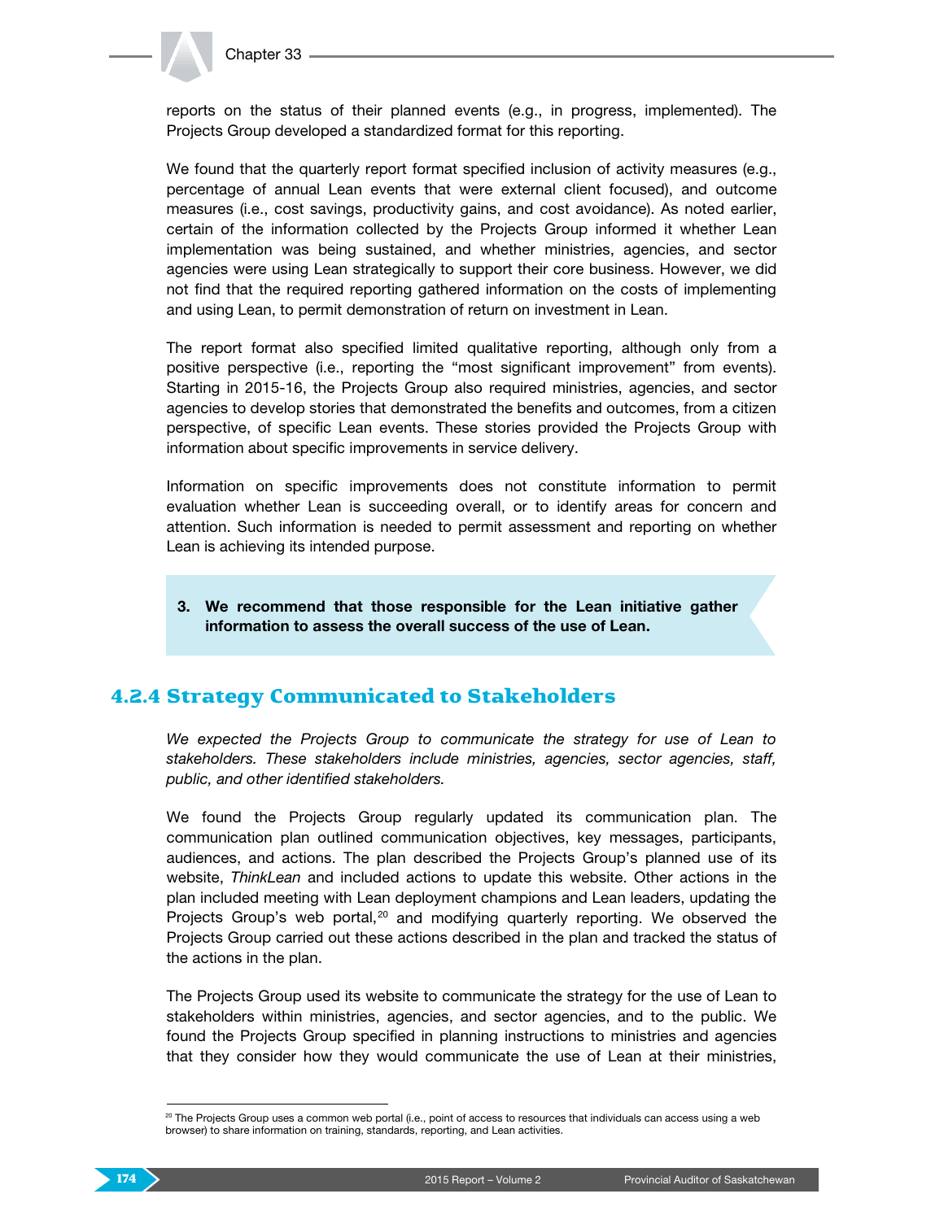reports on the status of their planned events (e.g., in progress, implemented). The Projects Group developed a standardized format for this reporting.

We found that the quarterly report format specified inclusion of activity measures (e.g., percentage of annual Lean events that were external client focused), and outcome measures (i.e., cost savings, productivity gains, and cost avoidance). As noted earlier, certain of the information collected by the Projects Group informed it whether Lean implementation was being sustained, and whether ministries, agencies, and sector agencies were using Lean strategically to support their core business. However, we did not find that the required reporting gathered information on the costs of implementing and using Lean, to permit demonstration of return on investment in Lean.

The report format also specified limited qualitative reporting, although only from a positive perspective (i.e., reporting the "most significant improvement" from events). Starting in 2015-16, the Projects Group also required ministries, agencies, and sector agencies to develop stories that demonstrated the benefits and outcomes, from a citizen perspective, of specific Lean events. These stories provided the Projects Group with information about specific improvements in service delivery.

Information on specific improvements does not constitute information to permit evaluation whether Lean is succeeding overall, or to identify areas for concern and attention. Such information is needed to permit assessment and reporting on whether Lean is achieving its intended purpose.

> **3. We recommend that those responsible for the Lean initiative gather information to assess the overall success of the use of Lean.**

## 4.2.4 Strategy Communicated to Stakeholders

*We expected the Projects Group to communicate the strategy for use of Lean to stakeholders. These stakeholders include ministries, agencies, sector agencies, staff, public, and other identified stakeholders.*

We found the Projects Group regularly updated its communication plan. The communication plan outlined communication objectives, key messages, participants, audiences, and actions. The plan described the Projects Group's planned use of its website, *ThinkLean* and included actions to update this website. Other actions in the plan included meeting with Lean deployment champions and Lean leaders, updating the Projects Group's web portal,[20] and modifying quarterly reporting. We observed the Projects Group carried out these actions described in the plan and tracked the status of the actions in the plan.

The Projects Group used its website to communicate the strategy for the use of Lean to stakeholders within ministries, agencies, and sector agencies, and to the public. We found the Projects Group specified in planning instructions to ministries and agencies that they consider how they would communicate the use of Lean at their ministries,

[20] The Projects Group uses a common web portal (i.e., point of access to resources that individuals can access using a web browser) to share information on training, standards, reporting, and Lean activities.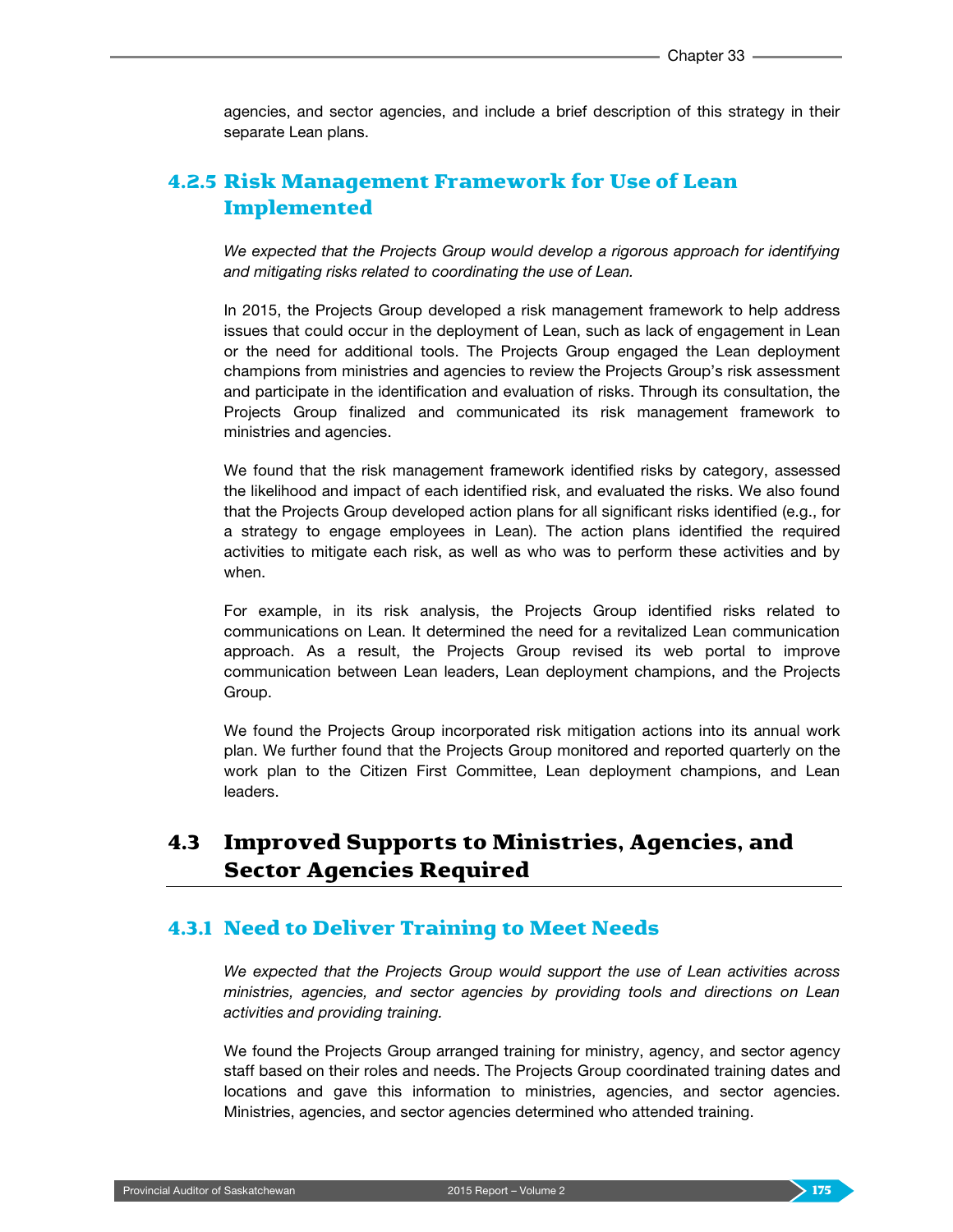agencies, and sector agencies, and include a brief description of this strategy in their separate Lean plans.

### 4.2.5 Risk Management Framework for Use of Lean Implemented

*We expected that the Projects Group would develop a rigorous approach for identifying and mitigating risks related to coordinating the use of Lean.*

In 2015, the Projects Group developed a risk management framework to help address issues that could occur in the deployment of Lean, such as lack of engagement in Lean or the need for additional tools. The Projects Group engaged the Lean deployment champions from ministries and agencies to review the Projects Group's risk assessment and participate in the identification and evaluation of risks. Through its consultation, the Projects Group finalized and communicated its risk management framework to ministries and agencies.

We found that the risk management framework identified risks by category, assessed the likelihood and impact of each identified risk, and evaluated the risks. We also found that the Projects Group developed action plans for all significant risks identified (e.g., for a strategy to engage employees in Lean). The action plans identified the required activities to mitigate each risk, as well as who was to perform these activities and by when.

For example, in its risk analysis, the Projects Group identified risks related to communications on Lean. It determined the need for a revitalized Lean communication approach. As a result, the Projects Group revised its web portal to improve communication between Lean leaders, Lean deployment champions, and the Projects Group.

We found the Projects Group incorporated risk mitigation actions into its annual work plan. We further found that the Projects Group monitored and reported quarterly on the work plan to the Citizen First Committee, Lean deployment champions, and Lean leaders.

## 4.3 Improved Supports to Ministries, Agencies, and Sector Agencies Required

### 4.3.1 Need to Deliver Training to Meet Needs

*We expected that the Projects Group would support the use of Lean activities across ministries, agencies, and sector agencies by providing tools and directions on Lean activities and providing training.*

We found the Projects Group arranged training for ministry, agency, and sector agency staff based on their roles and needs. The Projects Group coordinated training dates and locations and gave this information to ministries, agencies, and sector agencies. Ministries, agencies, and sector agencies determined who attended training.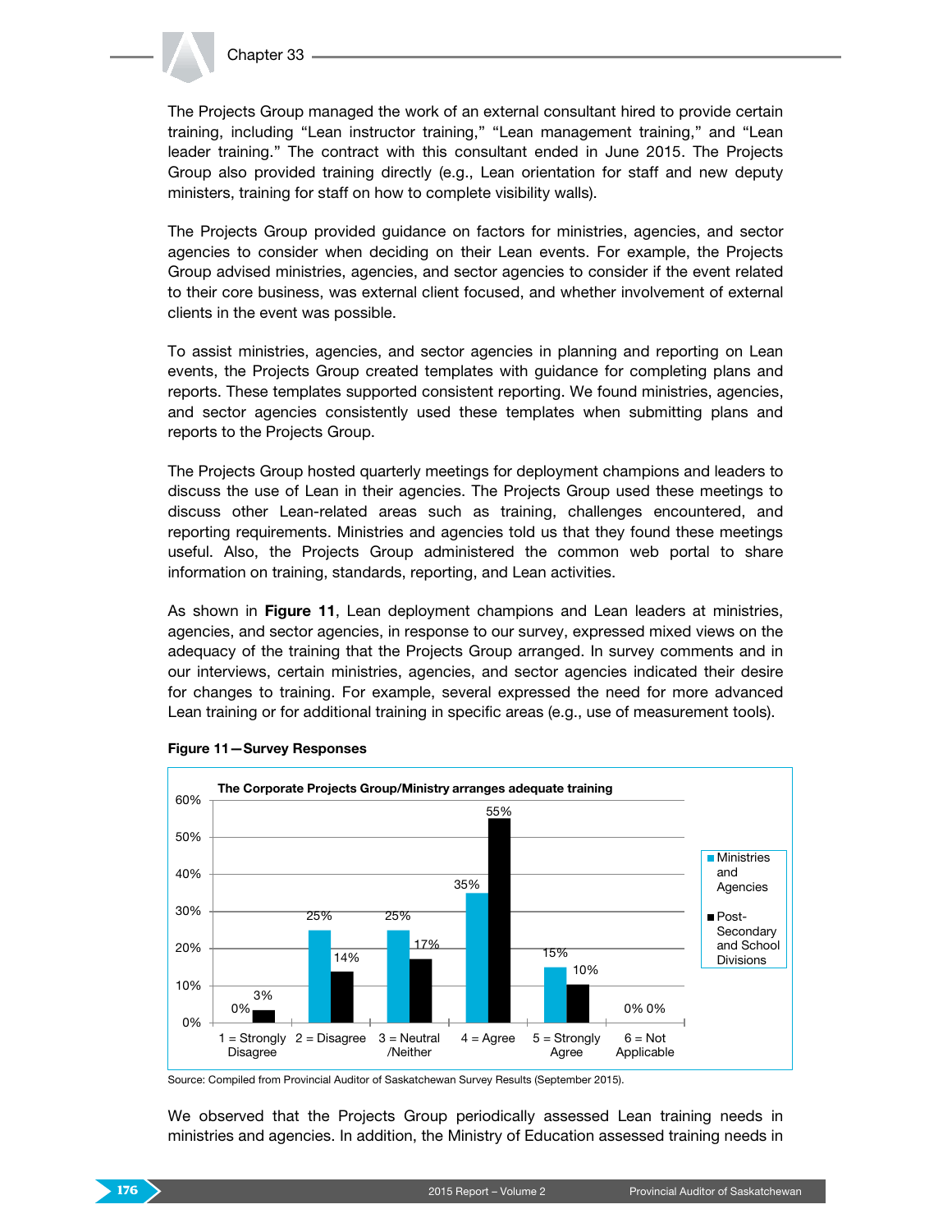The Projects Group managed the work of an external consultant hired to provide certain training, including "Lean instructor training," "Lean management training," and "Lean leader training." The contract with this consultant ended in June 2015. The Projects Group also provided training directly (e.g., Lean orientation for staff and new deputy ministers, training for staff on how to complete visibility walls).

The Projects Group provided guidance on factors for ministries, agencies, and sector agencies to consider when deciding on their Lean events. For example, the Projects Group advised ministries, agencies, and sector agencies to consider if the event related to their core business, was external client focused, and whether involvement of external clients in the event was possible.

To assist ministries, agencies, and sector agencies in planning and reporting on Lean events, the Projects Group created templates with guidance for completing plans and reports. These templates supported consistent reporting. We found ministries, agencies, and sector agencies consistently used these templates when submitting plans and reports to the Projects Group.

The Projects Group hosted quarterly meetings for deployment champions and leaders to discuss the use of Lean in their agencies. The Projects Group used these meetings to discuss other Lean-related areas such as training, challenges encountered, and reporting requirements. Ministries and agencies told us that they found these meetings useful. Also, the Projects Group administered the common web portal to share information on training, standards, reporting, and Lean activities.

As shown in **Figure 11**, Lean deployment champions and Lean leaders at ministries, agencies, and sector agencies, in response to our survey, expressed mixed views on the adequacy of the training that the Projects Group arranged. In survey comments and in our interviews, certain ministries, agencies, and sector agencies indicated their desire for changes to training. For example, several expressed the need for more advanced Lean training or for additional training in specific areas (e.g., use of measurement tools).

**Figure 11—Survey Responses**

**The Corporate Projects Group/Ministry arranges adequate training**

| Response | Ministries and Agencies | Post-Secondary and School Divisions |
|---|---|---|
| 1 = Strongly Disagree | 0% | 3% |
| 2 = Disagree | 25% | 14% |
| 3 = Neutral /Neither | 25% | 17% |
| 4 = Agree | 35% | 55% |
| 5 = Strongly Agree | 15% | 10% |
| 6 = Not Applicable | 0% | 0% |

Source: Compiled from Provincial Auditor of Saskatchewan Survey Results (September 2015).

We observed that the Projects Group periodically assessed Lean training needs in ministries and agencies. In addition, the Ministry of Education assessed training needs in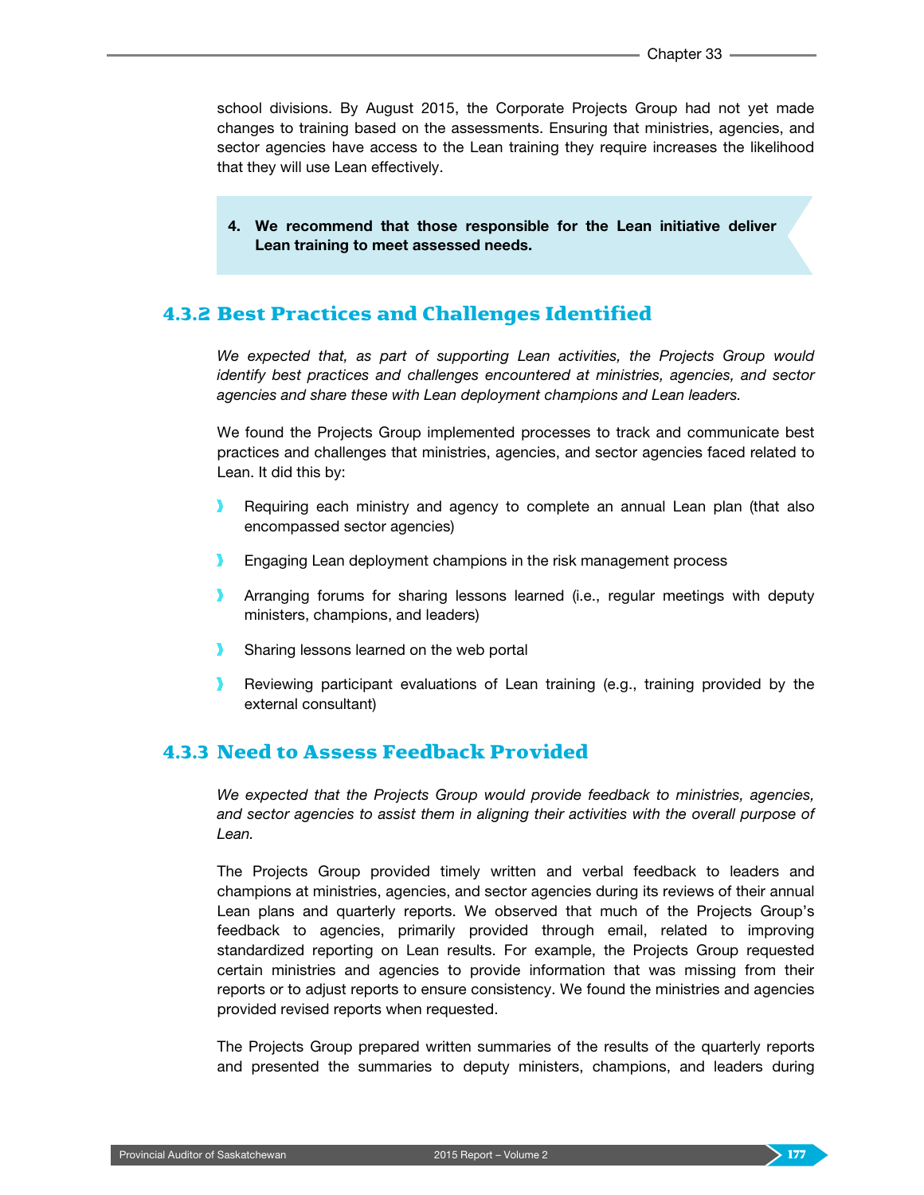school divisions. By August 2015, the Corporate Projects Group had not yet made changes to training based on the assessments. Ensuring that ministries, agencies, and sector agencies have access to the Lean training they require increases the likelihood that they will use Lean effectively.

> **4. We recommend that those responsible for the Lean initiative deliver Lean training to meet assessed needs.**

### 4.3.2 Best Practices and Challenges Identified

*We expected that, as part of supporting Lean activities, the Projects Group would identify best practices and challenges encountered at ministries, agencies, and sector agencies and share these with Lean deployment champions and Lean leaders.*

We found the Projects Group implemented processes to track and communicate best practices and challenges that ministries, agencies, and sector agencies faced related to Lean. It did this by:

- Requiring each ministry and agency to complete an annual Lean plan (that also encompassed sector agencies)
- Engaging Lean deployment champions in the risk management process
- Arranging forums for sharing lessons learned (i.e., regular meetings with deputy ministers, champions, and leaders)
- Sharing lessons learned on the web portal
- Reviewing participant evaluations of Lean training (e.g., training provided by the external consultant)

### 4.3.3 Need to Assess Feedback Provided

*We expected that the Projects Group would provide feedback to ministries, agencies, and sector agencies to assist them in aligning their activities with the overall purpose of Lean.*

The Projects Group provided timely written and verbal feedback to leaders and champions at ministries, agencies, and sector agencies during its reviews of their annual Lean plans and quarterly reports. We observed that much of the Projects Group's feedback to agencies, primarily provided through email, related to improving standardized reporting on Lean results. For example, the Projects Group requested certain ministries and agencies to provide information that was missing from their reports or to adjust reports to ensure consistency. We found the ministries and agencies provided revised reports when requested.

The Projects Group prepared written summaries of the results of the quarterly reports and presented the summaries to deputy ministers, champions, and leaders during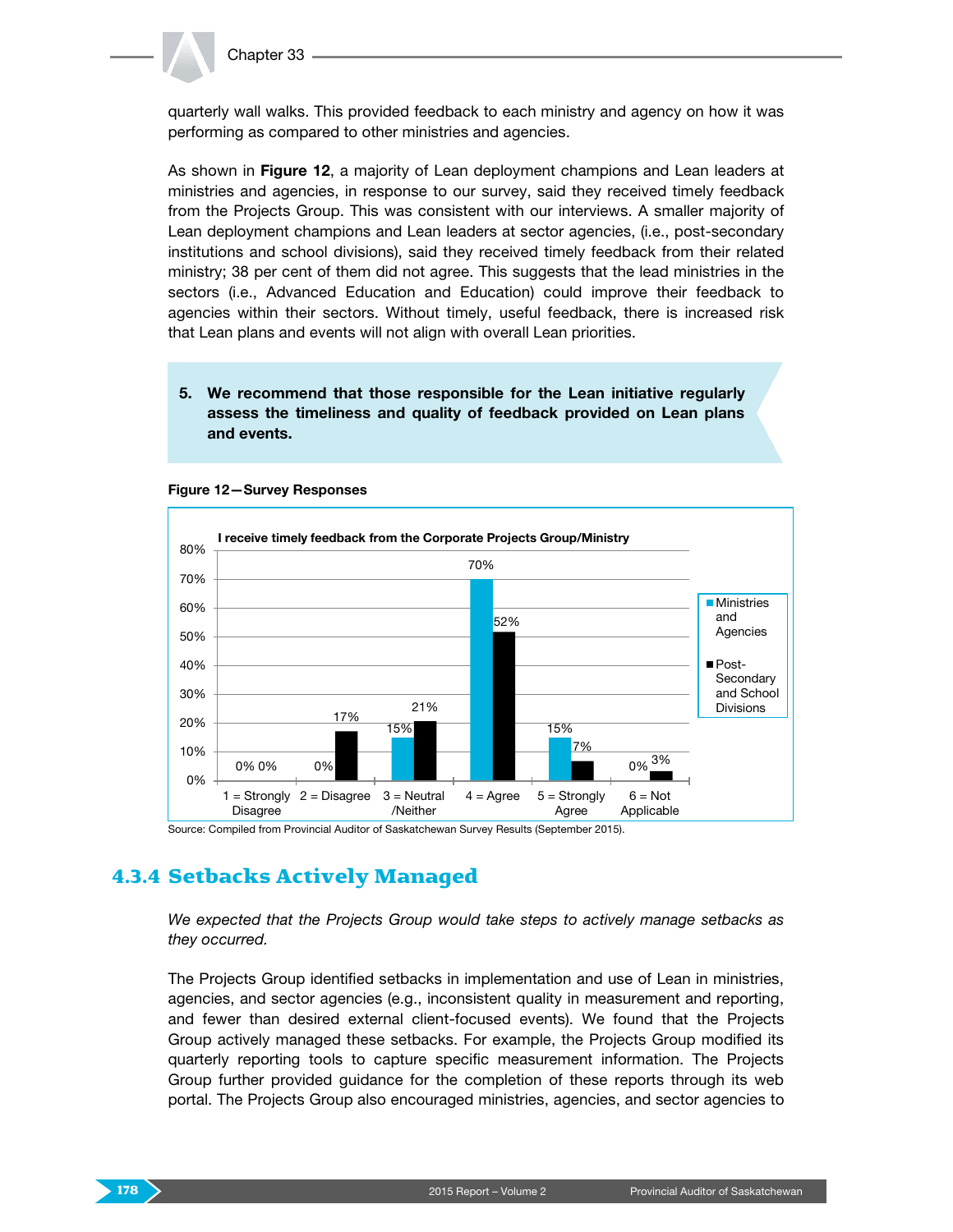quarterly wall walks. This provided feedback to each ministry and agency on how it was performing as compared to other ministries and agencies.

As shown in **Figure 12**, a majority of Lean deployment champions and Lean leaders at ministries and agencies, in response to our survey, said they received timely feedback from the Projects Group. This was consistent with our interviews. A smaller majority of Lean deployment champions and Lean leaders at sector agencies, (i.e., post-secondary institutions and school divisions), said they received timely feedback from their related ministry; 38 per cent of them did not agree. This suggests that the lead ministries in the sectors (i.e., Advanced Education and Education) could improve their feedback to agencies within their sectors. Without timely, useful feedback, there is increased risk that Lean plans and events will not align with overall Lean priorities.

> **5. We recommend that those responsible for the Lean initiative regularly assess the timeliness and quality of feedback provided on Lean plans and events.**

**Figure 12—Survey Responses**

I receive timely feedback from the Corporate Projects Group/Ministry

| Response | Ministries and Agencies | Post-Secondary and School Divisions |
|---|---|---|
| 1 = Strongly Disagree | 0% | 0% |
| 2 = Disagree | 0% | 17% |
| 3 = Neutral /Neither | 15% | 21% |
| 4 = Agree | 70% | 52% |
| 5 = Strongly Agree | 15% | 7% |
| 6 = Not Applicable | 0% | 3% |

Source: Compiled from Provincial Auditor of Saskatchewan Survey Results (September 2015).

### 4.3.4 Setbacks Actively Managed

*We expected that the Projects Group would take steps to actively manage setbacks as they occurred.*

The Projects Group identified setbacks in implementation and use of Lean in ministries, agencies, and sector agencies (e.g., inconsistent quality in measurement and reporting, and fewer than desired external client-focused events). We found that the Projects Group actively managed these setbacks. For example, the Projects Group modified its quarterly reporting tools to capture specific measurement information. The Projects Group further provided guidance for the completion of these reports through its web portal. The Projects Group also encouraged ministries, agencies, and sector agencies to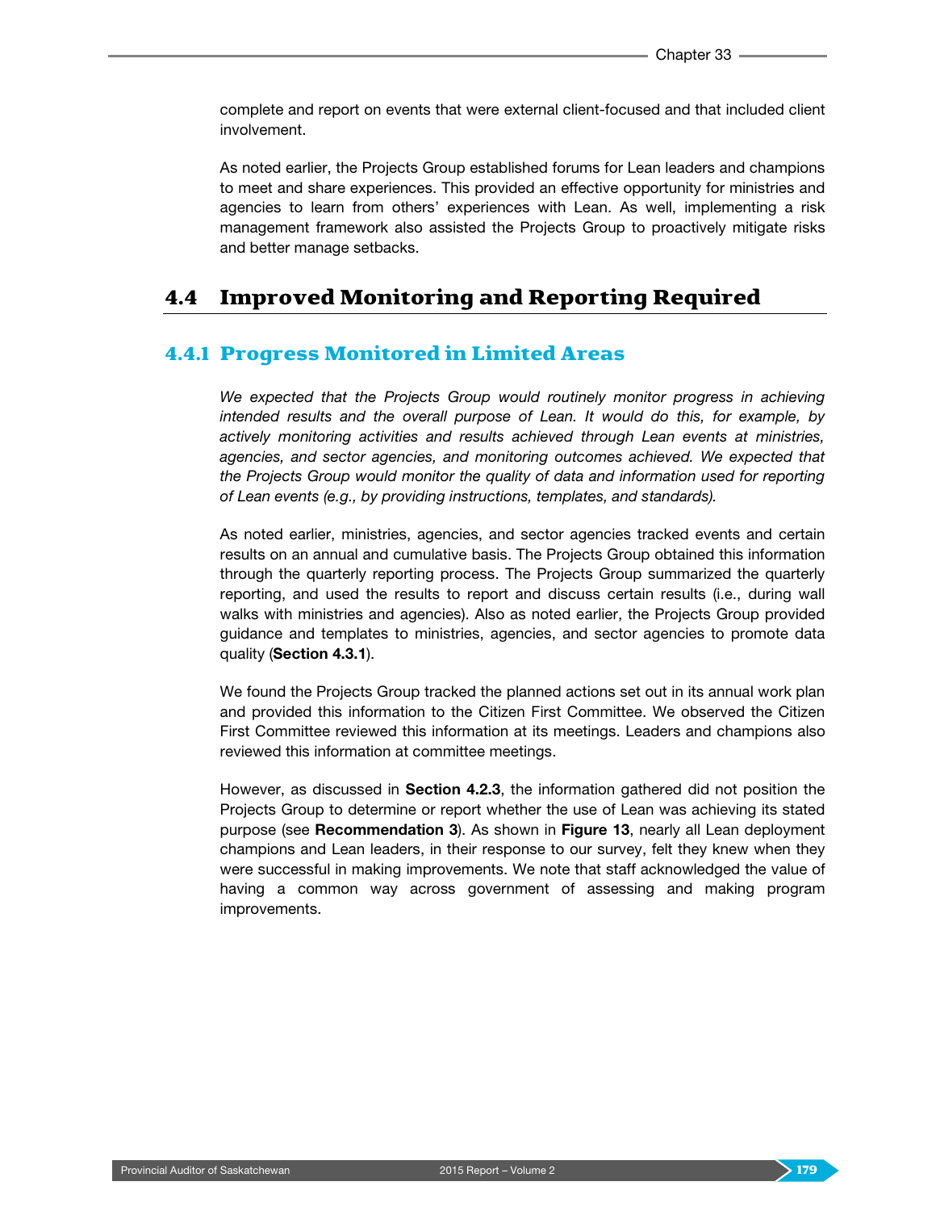complete and report on events that were external client-focused and that included client involvement.

As noted earlier, the Projects Group established forums for Lean leaders and champions to meet and share experiences. This provided an effective opportunity for ministries and agencies to learn from others' experiences with Lean. As well, implementing a risk management framework also assisted the Projects Group to proactively mitigate risks and better manage setbacks.

## 4.4 Improved Monitoring and Reporting Required

### 4.4.1 Progress Monitored in Limited Areas

*We expected that the Projects Group would routinely monitor progress in achieving intended results and the overall purpose of Lean. It would do this, for example, by actively monitoring activities and results achieved through Lean events at ministries, agencies, and sector agencies, and monitoring outcomes achieved. We expected that the Projects Group would monitor the quality of data and information used for reporting of Lean events (e.g., by providing instructions, templates, and standards).*

As noted earlier, ministries, agencies, and sector agencies tracked events and certain results on an annual and cumulative basis. The Projects Group obtained this information through the quarterly reporting process. The Projects Group summarized the quarterly reporting, and used the results to report and discuss certain results (i.e., during wall walks with ministries and agencies). Also as noted earlier, the Projects Group provided guidance and templates to ministries, agencies, and sector agencies to promote data quality (**Section 4.3.1**).

We found the Projects Group tracked the planned actions set out in its annual work plan and provided this information to the Citizen First Committee. We observed the Citizen First Committee reviewed this information at its meetings. Leaders and champions also reviewed this information at committee meetings.

However, as discussed in **Section 4.2.3**, the information gathered did not position the Projects Group to determine or report whether the use of Lean was achieving its stated purpose (see **Recommendation 3**). As shown in **Figure 13**, nearly all Lean deployment champions and Lean leaders, in their response to our survey, felt they knew when they were successful in making improvements. We note that staff acknowledged the value of having a common way across government of assessing and making program improvements.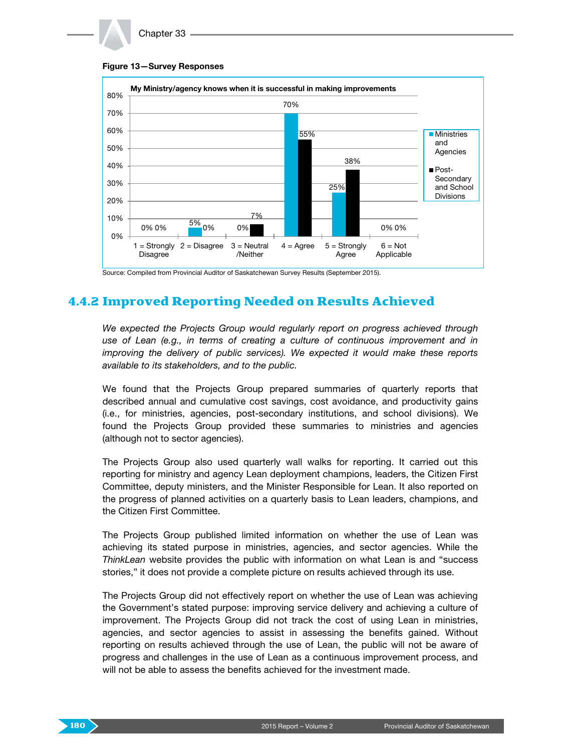**Figure 13—Survey Responses**

My Ministry/agency knows when it is successful in making improvements

| Response | Ministries and Agencies | Post-Secondary and School Divisions |
|---|---|---|
| 1 = Strongly Disagree | 0% | 0% |
| 2 = Disagree | 5% | 0% |
| 3 = Neutral /Neither | 0% | 7% |
| 4 = Agree | 70% | 55% |
| 5 = Strongly Agree | 25% | 38% |
| 6 = Not Applicable | 0% | 0% |

Source: Compiled from Provincial Auditor of Saskatchewan Survey Results (September 2015).

### 4.4.2 Improved Reporting Needed on Results Achieved

*We expected the Projects Group would regularly report on progress achieved through use of Lean (e.g., in terms of creating a culture of continuous improvement and in improving the delivery of public services). We expected it would make these reports available to its stakeholders, and to the public.*

We found that the Projects Group prepared summaries of quarterly reports that described annual and cumulative cost savings, cost avoidance, and productivity gains (i.e., for ministries, agencies, post-secondary institutions, and school divisions). We found the Projects Group provided these summaries to ministries and agencies (although not to sector agencies).

The Projects Group also used quarterly wall walks for reporting. It carried out this reporting for ministry and agency Lean deployment champions, leaders, the Citizen First Committee, deputy ministers, and the Minister Responsible for Lean. It also reported on the progress of planned activities on a quarterly basis to Lean leaders, champions, and the Citizen First Committee.

The Projects Group published limited information on whether the use of Lean was achieving its stated purpose in ministries, agencies, and sector agencies. While the *ThinkLean* website provides the public with information on what Lean is and "success stories," it does not provide a complete picture on results achieved through its use.

The Projects Group did not effectively report on whether the use of Lean was achieving the Government's stated purpose: improving service delivery and achieving a culture of improvement. The Projects Group did not track the cost of using Lean in ministries, agencies, and sector agencies to assist in assessing the benefits gained. Without reporting on results achieved through the use of Lean, the public will not be aware of progress and challenges in the use of Lean as a continuous improvement process, and will not be able to assess the benefits achieved for the investment made.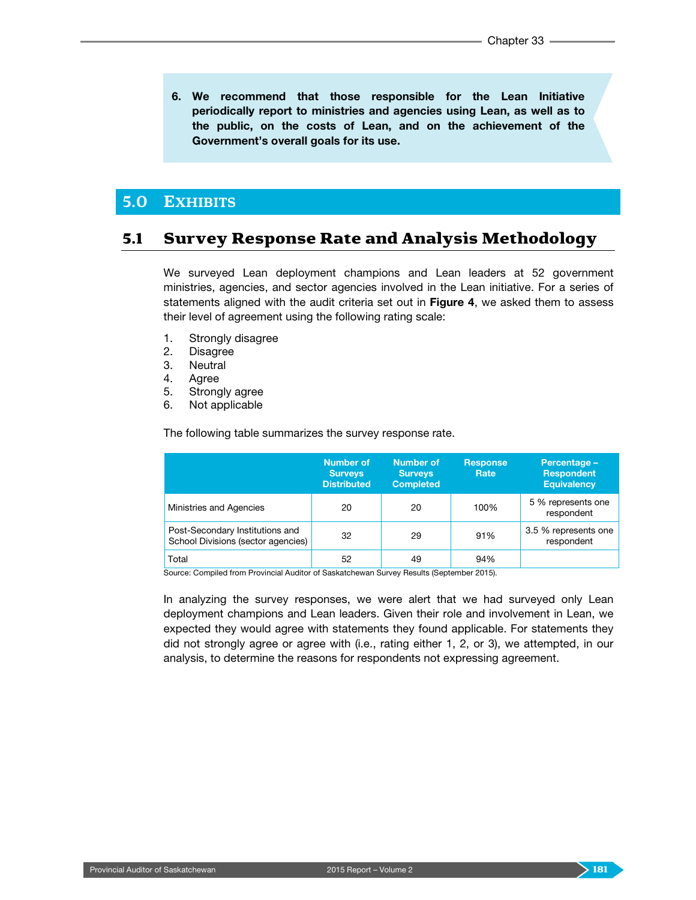**6. We recommend that those responsible for the Lean Initiative periodically report to ministries and agencies using Lean, as well as to the public, on the costs of Lean, and on the achievement of the Government's overall goals for its use.**

## 5.0 Exhibits

### 5.1 Survey Response Rate and Analysis Methodology

We surveyed Lean deployment champions and Lean leaders at 52 government ministries, agencies, and sector agencies involved in the Lean initiative. For a series of statements aligned with the audit criteria set out in **Figure 4**, we asked them to assess their level of agreement using the following rating scale:

1. Strongly disagree
2. Disagree
3. Neutral
4. Agree
5. Strongly agree
6. Not applicable

The following table summarizes the survey response rate.

| | Number of Surveys Distributed | Number of Surveys Completed | Response Rate | Percentage – Respondent Equivalency |
|---|---|---|---|---|
| Ministries and Agencies | 20 | 20 | 100% | 5 % represents one respondent |
| Post-Secondary Institutions and School Divisions (sector agencies) | 32 | 29 | 91% | 3.5 % represents one respondent |
| Total | 52 | 49 | 94% | |

Source: Compiled from Provincial Auditor of Saskatchewan Survey Results (September 2015).

In analyzing the survey responses, we were alert that we had surveyed only Lean deployment champions and Lean leaders. Given their role and involvement in Lean, we expected they would agree with statements they found applicable. For statements they did not strongly agree or agree with (i.e., rating either 1, 2, or 3), we attempted, in our analysis, to determine the reasons for respondents not expressing agreement.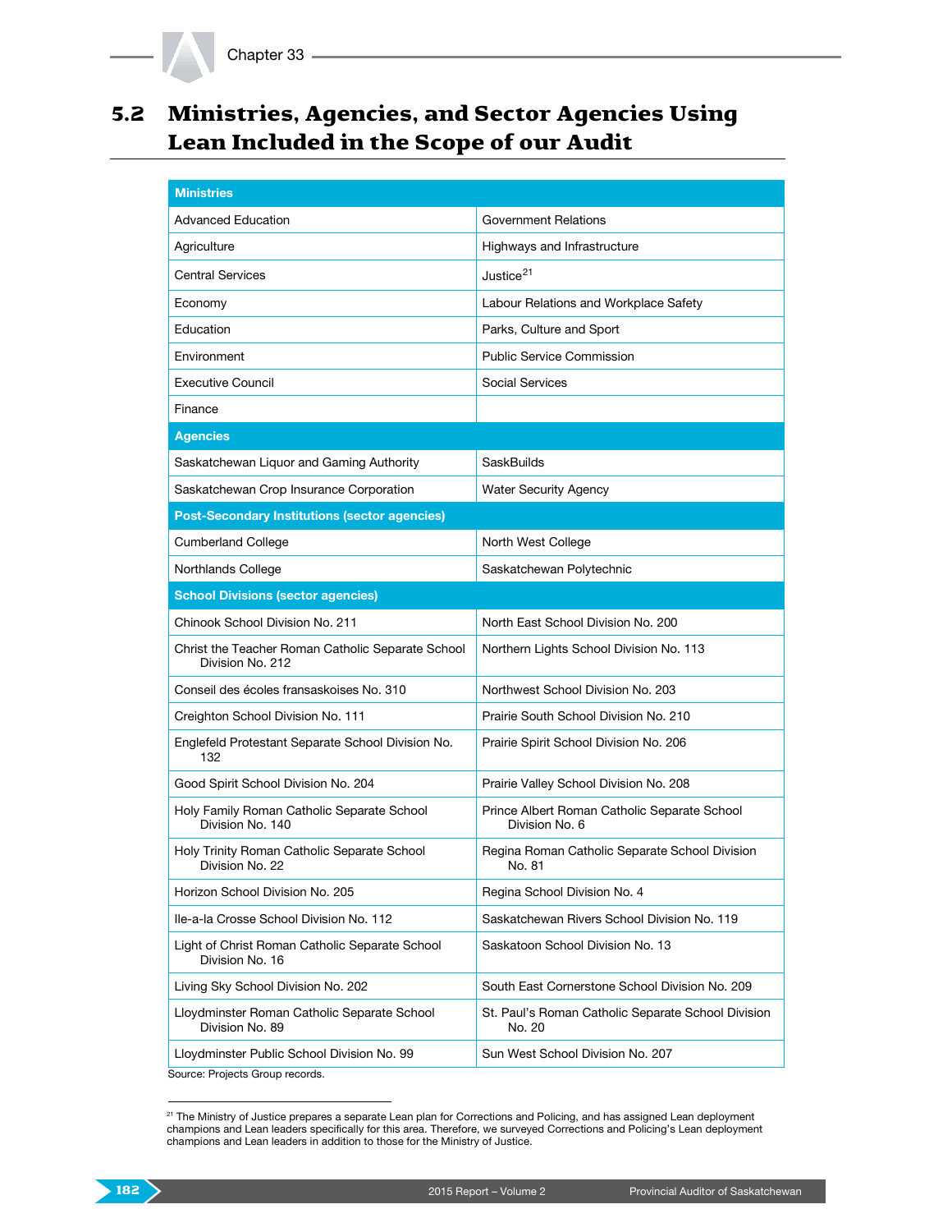## 5.2 Ministries, Agencies, and Sector Agencies Using Lean Included in the Scope of our Audit

| Ministries | |
|---|---|
| Advanced Education | Government Relations |
| Agriculture | Highways and Infrastructure |
| Central Services | Justice[21] |
| Economy | Labour Relations and Workplace Safety |
| Education | Parks, Culture and Sport |
| Environment | Public Service Commission |
| Executive Council | Social Services |
| Finance | |
| **Agencies** | |
| Saskatchewan Liquor and Gaming Authority | SaskBuilds |
| Saskatchewan Crop Insurance Corporation | Water Security Agency |
| **Post-Secondary Institutions (sector agencies)** | |
| Cumberland College | North West College |
| Northlands College | Saskatchewan Polytechnic |
| **School Divisions (sector agencies)** | |
| Chinook School Division No. 211 | North East School Division No. 200 |
| Christ the Teacher Roman Catholic Separate School Division No. 212 | Northern Lights School Division No. 113 |
| Conseil des écoles fransaskoises No. 310 | Northwest School Division No. 203 |
| Creighton School Division No. 111 | Prairie South School Division No. 210 |
| Englefeld Protestant Separate School Division No. 132 | Prairie Spirit School Division No. 206 |
| Good Spirit School Division No. 204 | Prairie Valley School Division No. 208 |
| Holy Family Roman Catholic Separate School Division No. 140 | Prince Albert Roman Catholic Separate School Division No. 6 |
| Holy Trinity Roman Catholic Separate School Division No. 22 | Regina Roman Catholic Separate School Division No. 81 |
| Horizon School Division No. 205 | Regina School Division No. 4 |
| Ile-a-la Crosse School Division No. 112 | Saskatchewan Rivers School Division No. 119 |
| Light of Christ Roman Catholic Separate School Division No. 16 | Saskatoon School Division No. 13 |
| Living Sky School Division No. 202 | South East Cornerstone School Division No. 209 |
| Lloydminster Roman Catholic Separate School Division No. 89 | St. Paul's Roman Catholic Separate School Division No. 20 |
| Lloydminster Public School Division No. 99 | Sun West School Division No. 207 |

Source: Projects Group records.

[21] The Ministry of Justice prepares a separate Lean plan for Corrections and Policing, and has assigned Lean deployment champions and Lean leaders specifically for this area. Therefore, we surveyed Corrections and Policing's Lean deployment champions and Lean leaders in addition to those for the Ministry of Justice.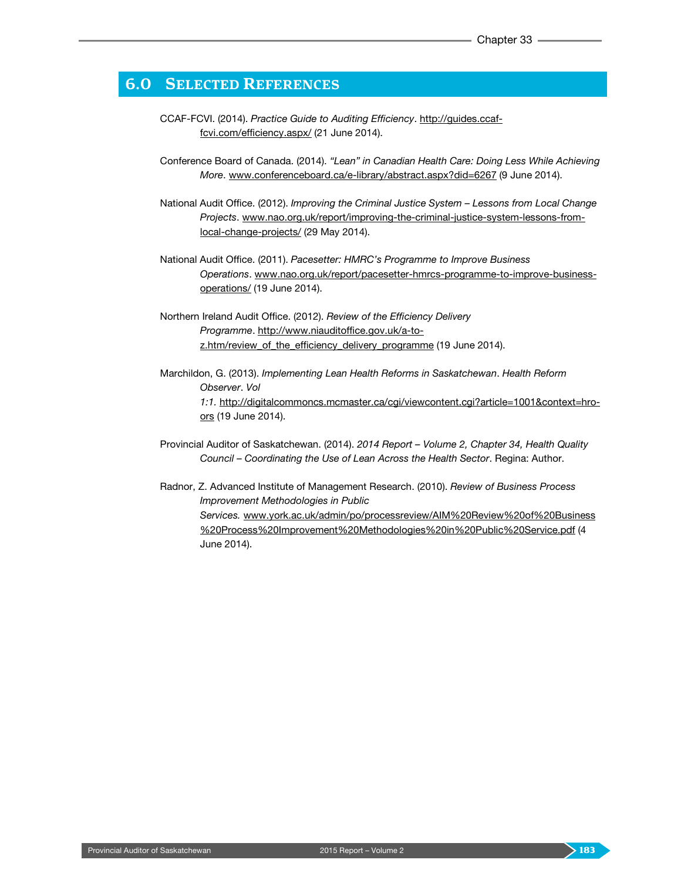## 6.0 Selected References

CCAF-FCVI. (2014). *Practice Guide to Auditing Efficiency*. http://guides.ccaf-fcvi.com/efficiency.aspx/ (21 June 2014).

Conference Board of Canada. (2014). *"Lean" in Canadian Health Care: Doing Less While Achieving More*. www.conferenceboard.ca/e-library/abstract.aspx?did=6267 (9 June 2014).

National Audit Office. (2012). *Improving the Criminal Justice System – Lessons from Local Change Projects*. www.nao.org.uk/report/improving-the-criminal-justice-system-lessons-from-local-change-projects/ (29 May 2014).

National Audit Office. (2011). *Pacesetter: HMRC's Programme to Improve Business Operations*. www.nao.org.uk/report/pacesetter-hmrcs-programme-to-improve-business-operations/ (19 June 2014).

Northern Ireland Audit Office. (2012). *Review of the Efficiency Delivery Programme*. http://www.niauditoffice.gov.uk/a-to-z.htm/review_of_the_efficiency_delivery_programme (19 June 2014).

Marchildon, G. (2013). *Implementing Lean Health Reforms in Saskatchewan*. *Health Reform Observer*. *Vol 1:1.* http://digitalcommoncs.mcmaster.ca/cgi/viewcontent.cgi?article=1001&context=hro-ors (19 June 2014).

Provincial Auditor of Saskatchewan. (2014). *2014 Report – Volume 2, Chapter 34, Health Quality Council – Coordinating the Use of Lean Across the Health Sector*. Regina: Author.

Radnor, Z. Advanced Institute of Management Research. (2010). *Review of Business Process Improvement Methodologies in Public Services.* www.york.ac.uk/admin/po/processreview/AIM%20Review%20of%20Business%20Process%20Improvement%20Methodologies%20in%20Public%20Service.pdf (4 June 2014).